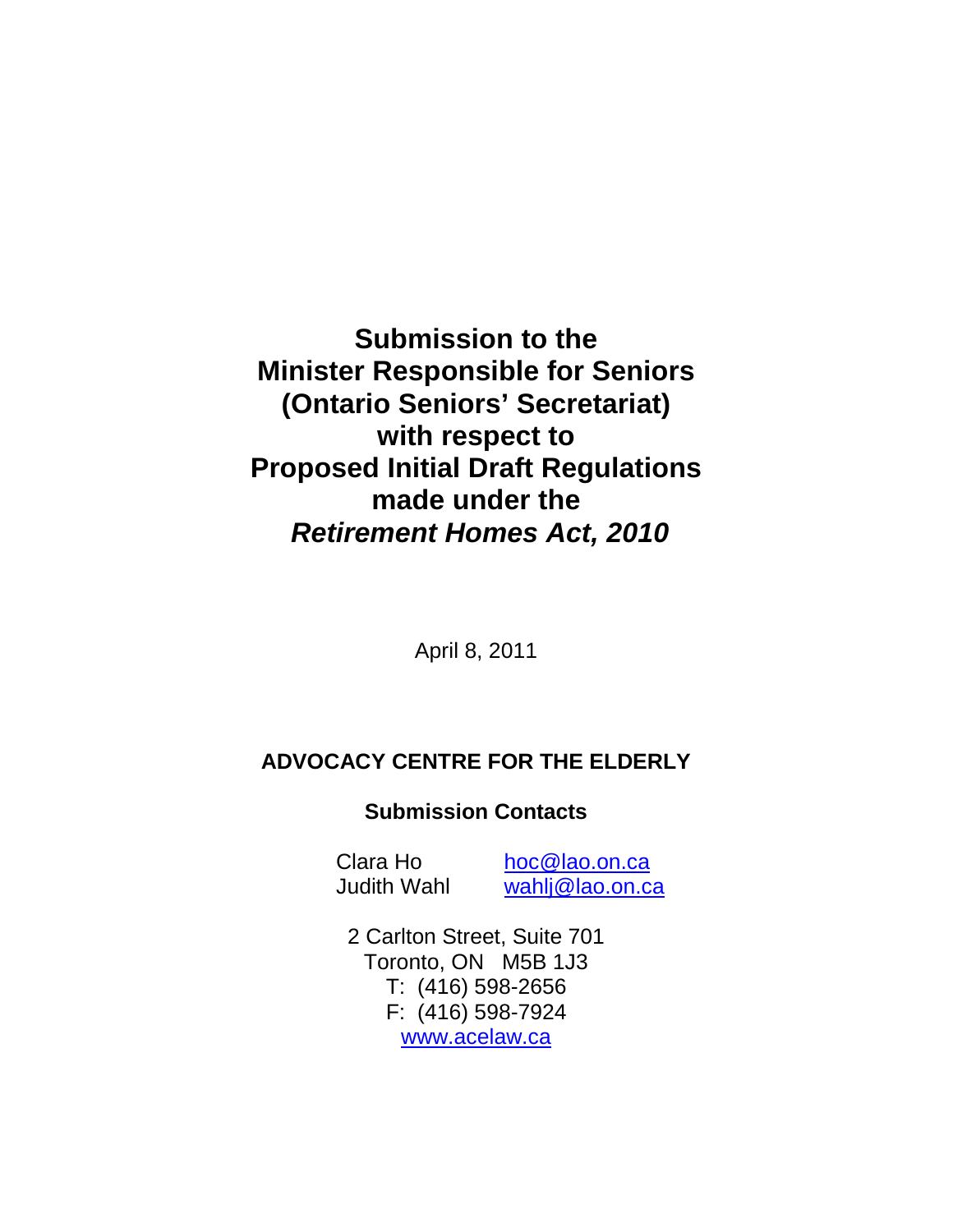# Submission to the Minister Responsible for Seniors (Ontario Seniors' Secretariat) with respect to Proposed Initial Draft Regulations made under the *Retirement Homes Act, 2010*

April 8, 2011

**ADVOCACY CENTRE FOR THE ELDERLY**

**Submission Contacts**

Clara Ho hoc@lao.on.ca
Judith Wahl wahlj@lao.on.ca

2 Carlton Street, Suite 701
Toronto, ON M5B 1J3
T: (416) 598-2656
F: (416) 598-7924
www.acelaw.ca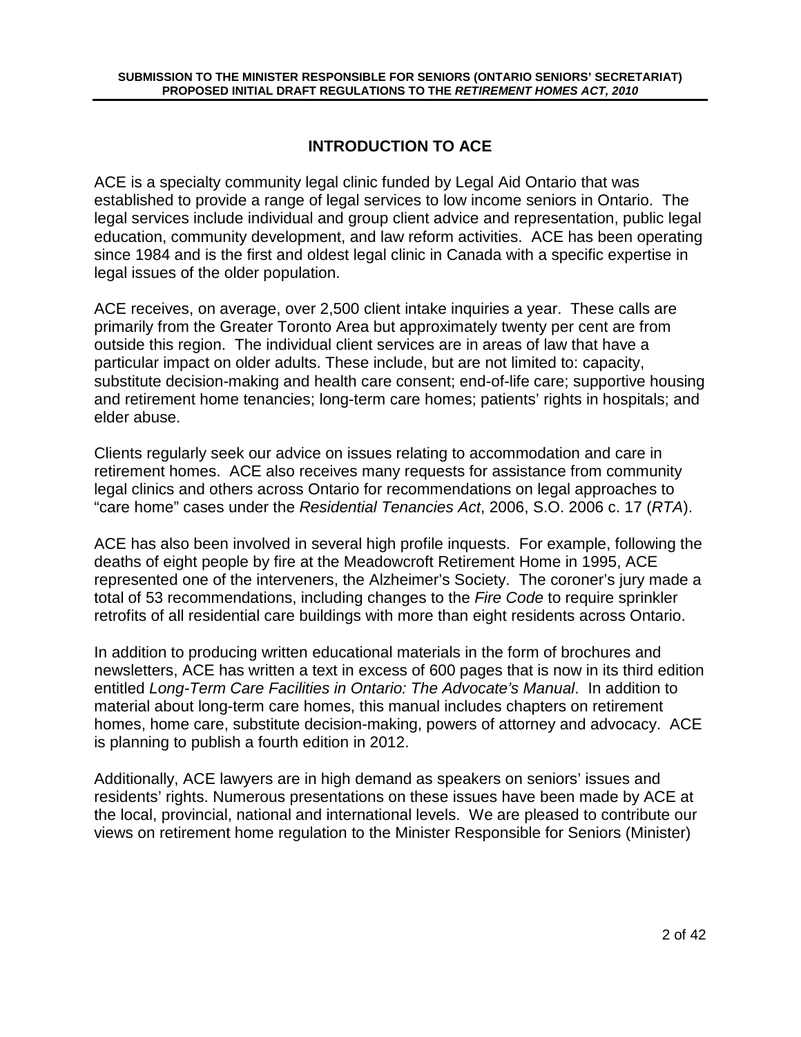## INTRODUCTION TO ACE

ACE is a specialty community legal clinic funded by Legal Aid Ontario that was established to provide a range of legal services to low income seniors in Ontario. The legal services include individual and group client advice and representation, public legal education, community development, and law reform activities. ACE has been operating since 1984 and is the first and oldest legal clinic in Canada with a specific expertise in legal issues of the older population.

ACE receives, on average, over 2,500 client intake inquiries a year. These calls are primarily from the Greater Toronto Area but approximately twenty per cent are from outside this region. The individual client services are in areas of law that have a particular impact on older adults. These include, but are not limited to: capacity, substitute decision-making and health care consent; end-of-life care; supportive housing and retirement home tenancies; long-term care homes; patients' rights in hospitals; and elder abuse.

Clients regularly seek our advice on issues relating to accommodation and care in retirement homes. ACE also receives many requests for assistance from community legal clinics and others across Ontario for recommendations on legal approaches to "care home" cases under the *Residential Tenancies Act*, 2006, S.O. 2006 c. 17 (*RTA*).

ACE has also been involved in several high profile inquests. For example, following the deaths of eight people by fire at the Meadowcroft Retirement Home in 1995, ACE represented one of the interveners, the Alzheimer's Society. The coroner's jury made a total of 53 recommendations, including changes to the *Fire Code* to require sprinkler retrofits of all residential care buildings with more than eight residents across Ontario.

In addition to producing written educational materials in the form of brochures and newsletters, ACE has written a text in excess of 600 pages that is now in its third edition entitled *Long-Term Care Facilities in Ontario: The Advocate's Manual*. In addition to material about long-term care homes, this manual includes chapters on retirement homes, home care, substitute decision-making, powers of attorney and advocacy. ACE is planning to publish a fourth edition in 2012.

Additionally, ACE lawyers are in high demand as speakers on seniors' issues and residents' rights. Numerous presentations on these issues have been made by ACE at the local, provincial, national and international levels. We are pleased to contribute our views on retirement home regulation to the Minister Responsible for Seniors (Minister)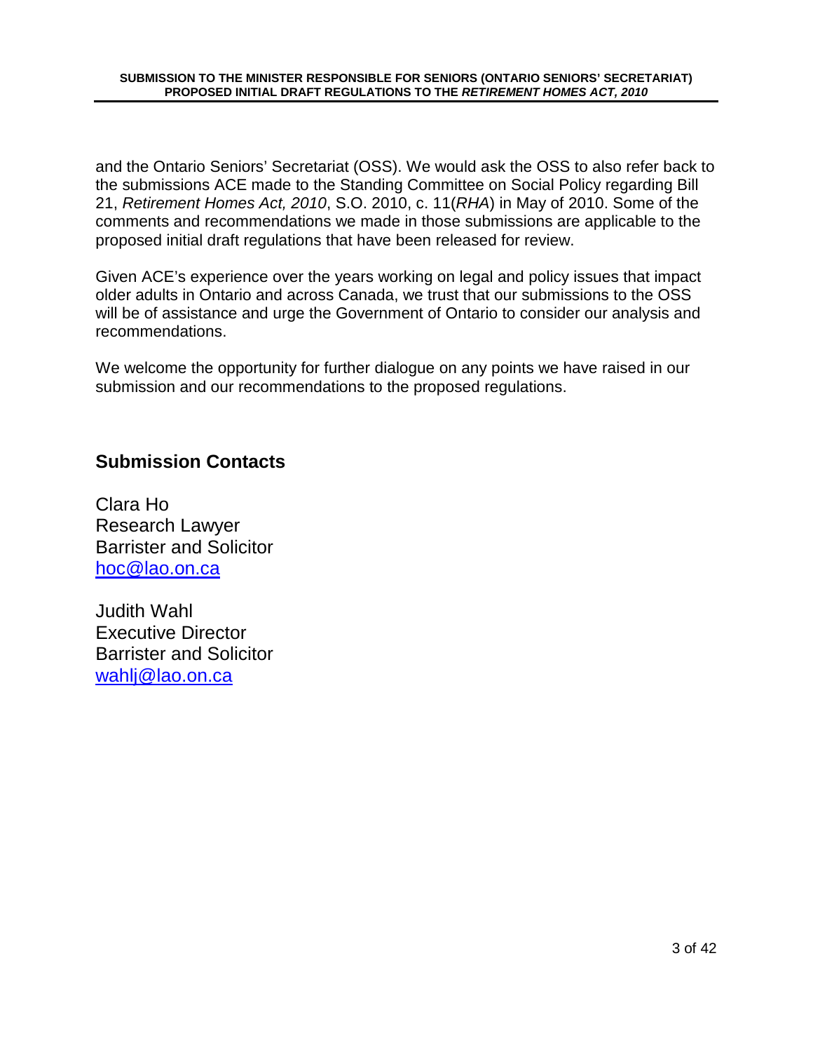and the Ontario Seniors' Secretariat (OSS). We would ask the OSS to also refer back to the submissions ACE made to the Standing Committee on Social Policy regarding Bill 21, *Retirement Homes Act, 2010*, S.O. 2010, c. 11(*RHA*) in May of 2010. Some of the comments and recommendations we made in those submissions are applicable to the proposed initial draft regulations that have been released for review.

Given ACE's experience over the years working on legal and policy issues that impact older adults in Ontario and across Canada, we trust that our submissions to the OSS will be of assistance and urge the Government of Ontario to consider our analysis and recommendations.

We welcome the opportunity for further dialogue on any points we have raised in our submission and our recommendations to the proposed regulations.

## Submission Contacts

Clara Ho
Research Lawyer
Barrister and Solicitor
hoc@lao.on.ca

Judith Wahl
Executive Director
Barrister and Solicitor
wahlj@lao.on.ca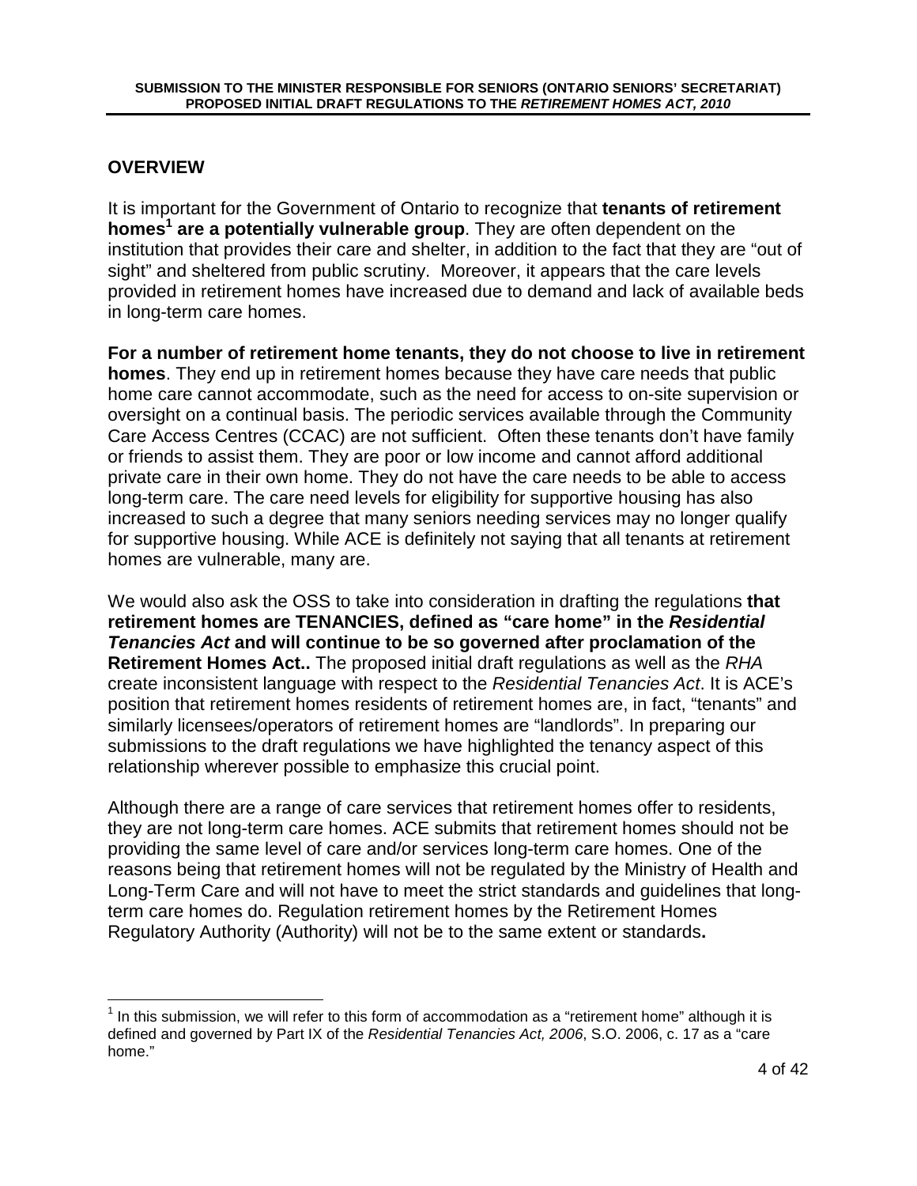## OVERVIEW

It is important for the Government of Ontario to recognize that **tenants of retirement homes[1] are a potentially vulnerable group**. They are often dependent on the institution that provides their care and shelter, in addition to the fact that they are "out of sight" and sheltered from public scrutiny. Moreover, it appears that the care levels provided in retirement homes have increased due to demand and lack of available beds in long-term care homes.

**For a number of retirement home tenants, they do not choose to live in retirement homes**. They end up in retirement homes because they have care needs that public home care cannot accommodate, such as the need for access to on-site supervision or oversight on a continual basis. The periodic services available through the Community Care Access Centres (CCAC) are not sufficient. Often these tenants don't have family or friends to assist them. They are poor or low income and cannot afford additional private care in their own home. They do not have the care needs to be able to access long-term care. The care need levels for eligibility for supportive housing has also increased to such a degree that many seniors needing services may no longer qualify for supportive housing. While ACE is definitely not saying that all tenants at retirement homes are vulnerable, many are.

We would also ask the OSS to take into consideration in drafting the regulations **that retirement homes are TENANCIES, defined as "care home" in the *Residential Tenancies Act* and will continue to be so governed after proclamation of the Retirement Homes Act..** The proposed initial draft regulations as well as the *RHA* create inconsistent language with respect to the *Residential Tenancies Act*. It is ACE's position that retirement homes residents of retirement homes are, in fact, "tenants" and similarly licensees/operators of retirement homes are "landlords". In preparing our submissions to the draft regulations we have highlighted the tenancy aspect of this relationship wherever possible to emphasize this crucial point.

Although there are a range of care services that retirement homes offer to residents, they are not long-term care homes. ACE submits that retirement homes should not be providing the same level of care and/or services long-term care homes. One of the reasons being that retirement homes will not be regulated by the Ministry of Health and Long-Term Care and will not have to meet the strict standards and guidelines that long-term care homes do. Regulation retirement homes by the Retirement Homes Regulatory Authority (Authority) will not be to the same extent or standards**.**

---

[1] In this submission, we will refer to this form of accommodation as a "retirement home" although it is defined and governed by Part IX of the *Residential Tenancies Act, 2006*, S.O. 2006, c. 17 as a "care home."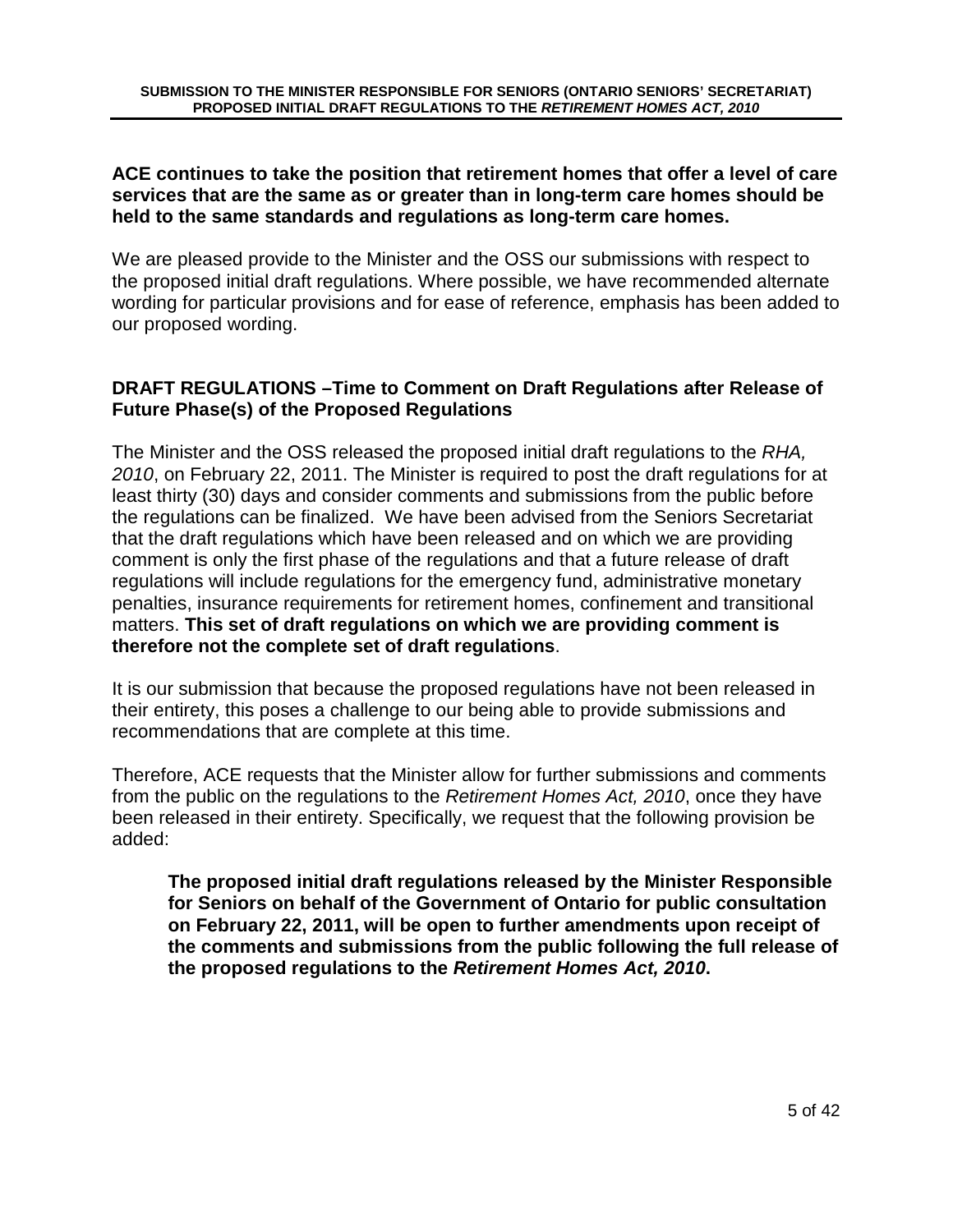**ACE continues to take the position that retirement homes that offer a level of care services that are the same as or greater than in long-term care homes should be held to the same standards and regulations as long-term care homes.**

We are pleased provide to the Minister and the OSS our submissions with respect to the proposed initial draft regulations. Where possible, we have recommended alternate wording for particular provisions and for ease of reference, emphasis has been added to our proposed wording.

## DRAFT REGULATIONS –Time to Comment on Draft Regulations after Release of Future Phase(s) of the Proposed Regulations

The Minister and the OSS released the proposed initial draft regulations to the *RHA, 2010*, on February 22, 2011. The Minister is required to post the draft regulations for at least thirty (30) days and consider comments and submissions from the public before the regulations can be finalized. We have been advised from the Seniors Secretariat that the draft regulations which have been released and on which we are providing comment is only the first phase of the regulations and that a future release of draft regulations will include regulations for the emergency fund, administrative monetary penalties, insurance requirements for retirement homes, confinement and transitional matters. **This set of draft regulations on which we are providing comment is therefore not the complete set of draft regulations**.

It is our submission that because the proposed regulations have not been released in their entirety, this poses a challenge to our being able to provide submissions and recommendations that are complete at this time.

Therefore, ACE requests that the Minister allow for further submissions and comments from the public on the regulations to the *Retirement Homes Act, 2010*, once they have been released in their entirety. Specifically, we request that the following provision be added:

> **The proposed initial draft regulations released by the Minister Responsible for Seniors on behalf of the Government of Ontario for public consultation on February 22, 2011, will be open to further amendments upon receipt of the comments and submissions from the public following the full release of the proposed regulations to the *Retirement Homes Act, 2010*.**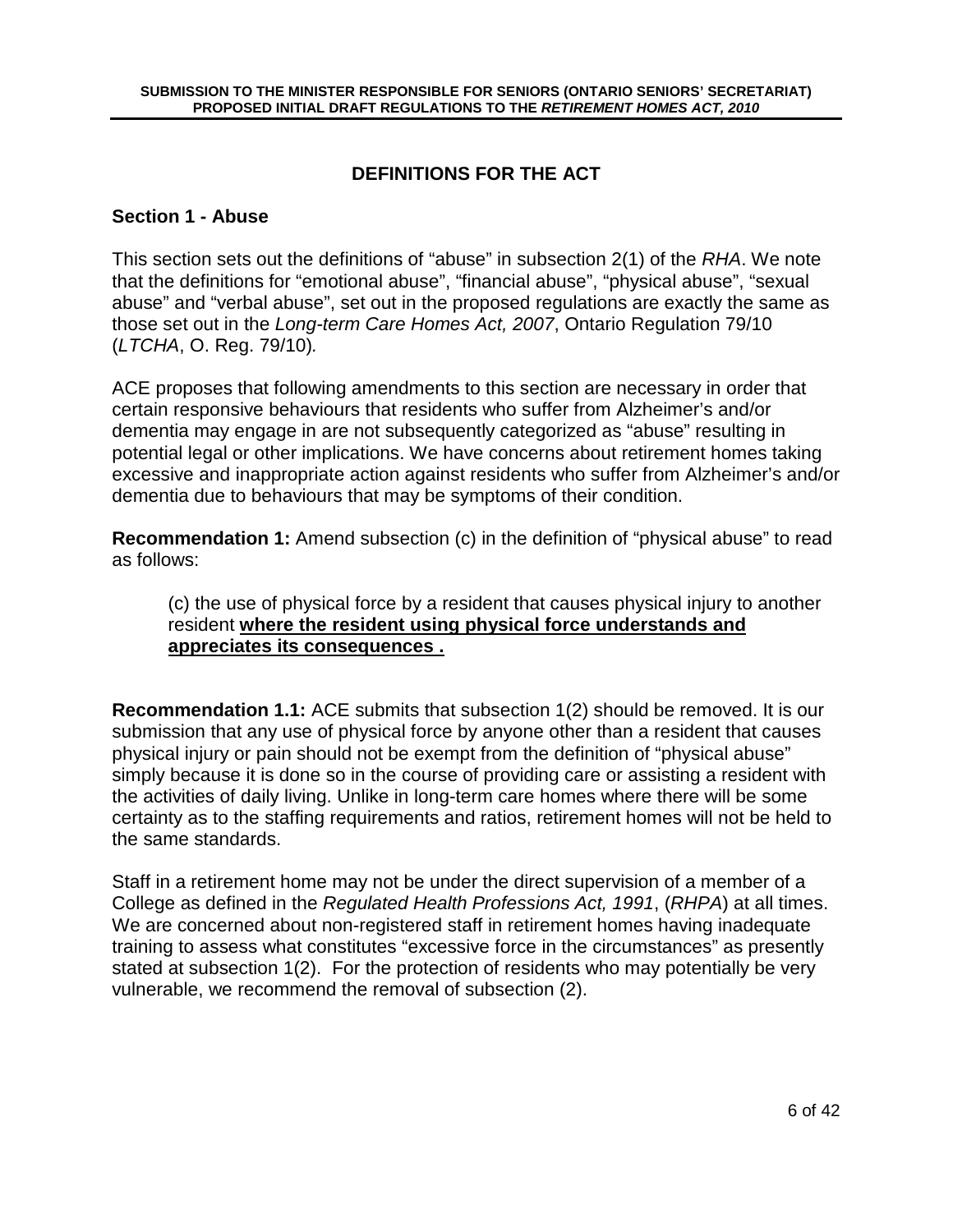## DEFINITIONS FOR THE ACT

### Section 1 - Abuse

This section sets out the definitions of "abuse" in subsection 2(1) of the *RHA*. We note that the definitions for "emotional abuse", "financial abuse", "physical abuse", "sexual abuse" and "verbal abuse", set out in the proposed regulations are exactly the same as those set out in the *Long-term Care Homes Act, 2007*, Ontario Regulation 79/10 (*LTCHA*, O. Reg. 79/10)*.*

ACE proposes that following amendments to this section are necessary in order that certain responsive behaviours that residents who suffer from Alzheimer's and/or dementia may engage in are not subsequently categorized as "abuse" resulting in potential legal or other implications. We have concerns about retirement homes taking excessive and inappropriate action against residents who suffer from Alzheimer's and/or dementia due to behaviours that may be symptoms of their condition.

**Recommendation 1:** Amend subsection (c) in the definition of "physical abuse" to read as follows:

> (c) the use of physical force by a resident that causes physical injury to another resident **where the resident using physical force understands and appreciates its consequences .**

**Recommendation 1.1:** ACE submits that subsection 1(2) should be removed. It is our submission that any use of physical force by anyone other than a resident that causes physical injury or pain should not be exempt from the definition of "physical abuse" simply because it is done so in the course of providing care or assisting a resident with the activities of daily living. Unlike in long-term care homes where there will be some certainty as to the staffing requirements and ratios, retirement homes will not be held to the same standards.

Staff in a retirement home may not be under the direct supervision of a member of a College as defined in the *Regulated Health Professions Act, 1991*, (*RHPA*) at all times. We are concerned about non-registered staff in retirement homes having inadequate training to assess what constitutes "excessive force in the circumstances" as presently stated at subsection 1(2). For the protection of residents who may potentially be very vulnerable, we recommend the removal of subsection (2).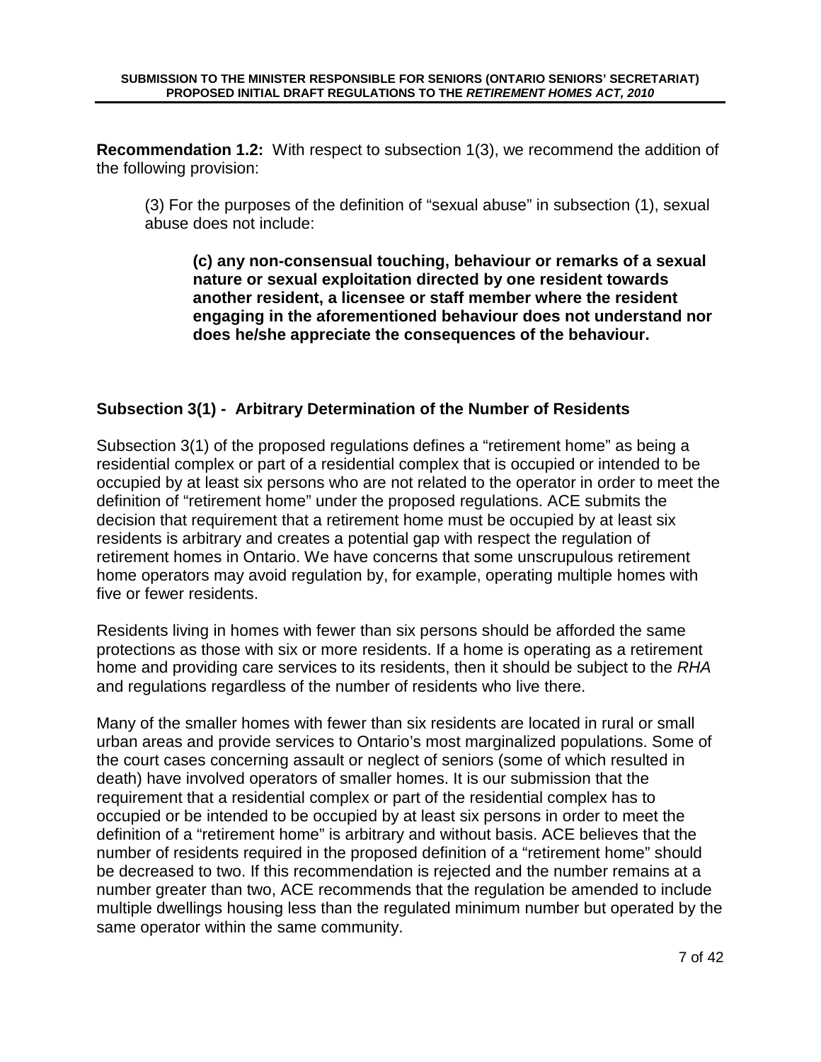**Recommendation 1.2:** With respect to subsection 1(3), we recommend the addition of the following provision:

> (3) For the purposes of the definition of "sexual abuse" in subsection (1), sexual abuse does not include:
>
> > **(c) any non-consensual touching, behaviour or remarks of a sexual nature or sexual exploitation directed by one resident towards another resident, a licensee or staff member where the resident engaging in the aforementioned behaviour does not understand nor does he/she appreciate the consequences of the behaviour.**

### Subsection 3(1) - Arbitrary Determination of the Number of Residents

Subsection 3(1) of the proposed regulations defines a "retirement home" as being a residential complex or part of a residential complex that is occupied or intended to be occupied by at least six persons who are not related to the operator in order to meet the definition of "retirement home" under the proposed regulations. ACE submits the decision that requirement that a retirement home must be occupied by at least six residents is arbitrary and creates a potential gap with respect the regulation of retirement homes in Ontario. We have concerns that some unscrupulous retirement home operators may avoid regulation by, for example, operating multiple homes with five or fewer residents.

Residents living in homes with fewer than six persons should be afforded the same protections as those with six or more residents. If a home is operating as a retirement home and providing care services to its residents, then it should be subject to the *RHA* and regulations regardless of the number of residents who live there.

Many of the smaller homes with fewer than six residents are located in rural or small urban areas and provide services to Ontario's most marginalized populations. Some of the court cases concerning assault or neglect of seniors (some of which resulted in death) have involved operators of smaller homes. It is our submission that the requirement that a residential complex or part of the residential complex has to occupied or be intended to be occupied by at least six persons in order to meet the definition of a "retirement home" is arbitrary and without basis. ACE believes that the number of residents required in the proposed definition of a "retirement home" should be decreased to two. If this recommendation is rejected and the number remains at a number greater than two, ACE recommends that the regulation be amended to include multiple dwellings housing less than the regulated minimum number but operated by the same operator within the same community.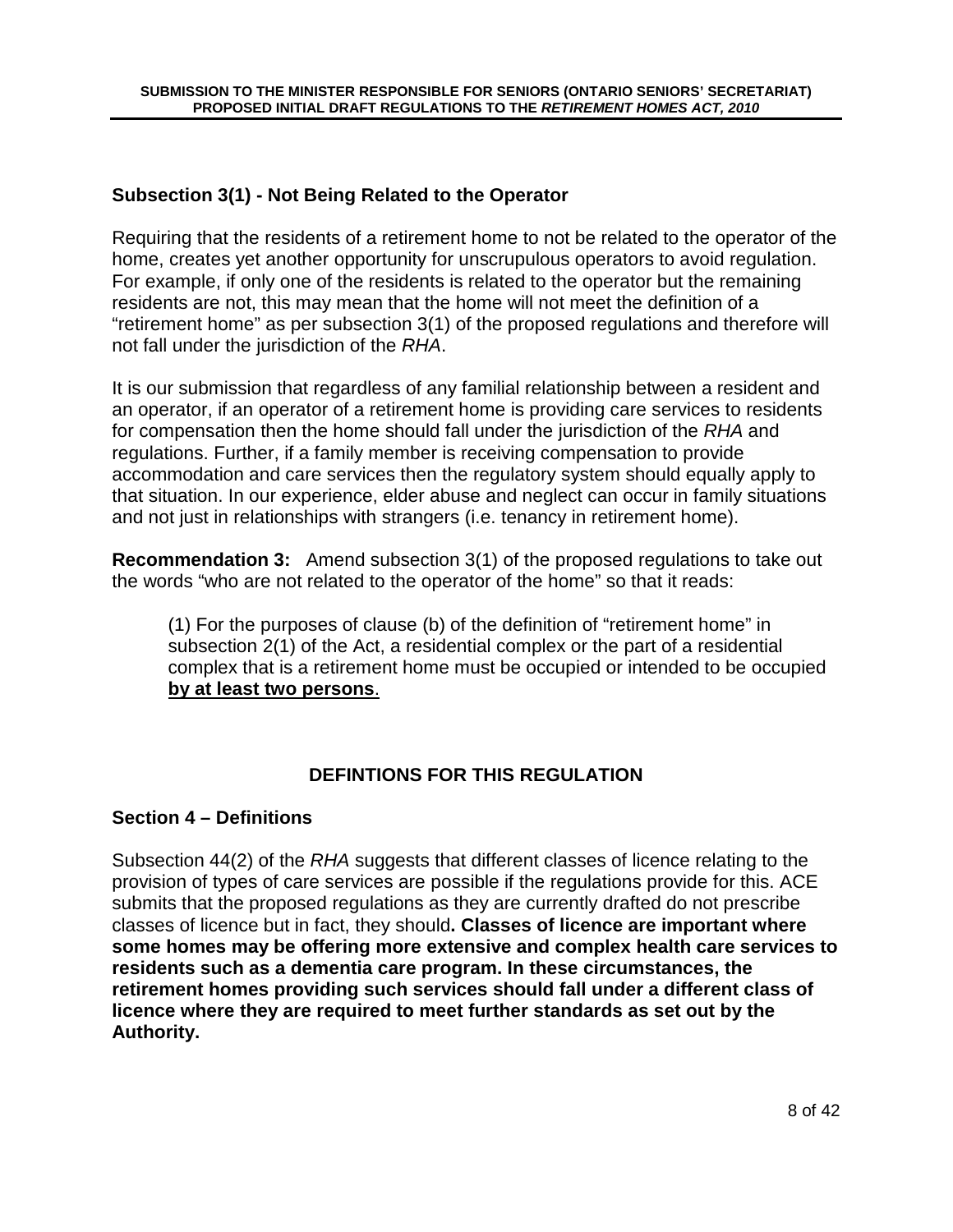### Subsection 3(1) - Not Being Related to the Operator

Requiring that the residents of a retirement home to not be related to the operator of the home, creates yet another opportunity for unscrupulous operators to avoid regulation. For example, if only one of the residents is related to the operator but the remaining residents are not, this may mean that the home will not meet the definition of a "retirement home" as per subsection 3(1) of the proposed regulations and therefore will not fall under the jurisdiction of the *RHA*.

It is our submission that regardless of any familial relationship between a resident and an operator, if an operator of a retirement home is providing care services to residents for compensation then the home should fall under the jurisdiction of the *RHA* and regulations. Further, if a family member is receiving compensation to provide accommodation and care services then the regulatory system should equally apply to that situation. In our experience, elder abuse and neglect can occur in family situations and not just in relationships with strangers (i.e. tenancy in retirement home).

**Recommendation 3:** Amend subsection 3(1) of the proposed regulations to take out the words "who are not related to the operator of the home" so that it reads:

> (1) For the purposes of clause (b) of the definition of "retirement home" in subsection 2(1) of the Act, a residential complex or the part of a residential complex that is a retirement home must be occupied or intended to be occupied **by at least two persons**.

## DEFINTIONS FOR THIS REGULATION

### Section 4 – Definitions

Subsection 44(2) of the *RHA* suggests that different classes of licence relating to the provision of types of care services are possible if the regulations provide for this. ACE submits that the proposed regulations as they are currently drafted do not prescribe classes of licence but in fact, they should**. Classes of licence are important where some homes may be offering more extensive and complex health care services to residents such as a dementia care program. In these circumstances, the retirement homes providing such services should fall under a different class of licence where they are required to meet further standards as set out by the Authority.**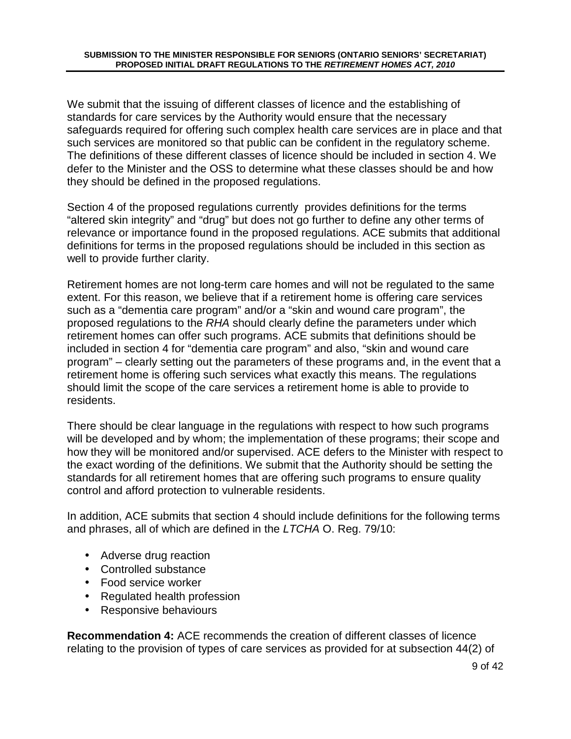We submit that the issuing of different classes of licence and the establishing of standards for care services by the Authority would ensure that the necessary safeguards required for offering such complex health care services are in place and that such services are monitored so that public can be confident in the regulatory scheme. The definitions of these different classes of licence should be included in section 4. We defer to the Minister and the OSS to determine what these classes should be and how they should be defined in the proposed regulations.

Section 4 of the proposed regulations currently provides definitions for the terms “altered skin integrity” and “drug” but does not go further to define any other terms of relevance or importance found in the proposed regulations. ACE submits that additional definitions for terms in the proposed regulations should be included in this section as well to provide further clarity.

Retirement homes are not long-term care homes and will not be regulated to the same extent. For this reason, we believe that if a retirement home is offering care services such as a “dementia care program” and/or a “skin and wound care program”, the proposed regulations to the *RHA* should clearly define the parameters under which retirement homes can offer such programs. ACE submits that definitions should be included in section 4 for “dementia care program” and also, “skin and wound care program” – clearly setting out the parameters of these programs and, in the event that a retirement home is offering such services what exactly this means. The regulations should limit the scope of the care services a retirement home is able to provide to residents.

There should be clear language in the regulations with respect to how such programs will be developed and by whom; the implementation of these programs; their scope and how they will be monitored and/or supervised. ACE defers to the Minister with respect to the exact wording of the definitions. We submit that the Authority should be setting the standards for all retirement homes that are offering such programs to ensure quality control and afford protection to vulnerable residents.

In addition, ACE submits that section 4 should include definitions for the following terms and phrases, all of which are defined in the *LTCHA* O. Reg. 79/10:

- Adverse drug reaction
- Controlled substance
- Food service worker
- Regulated health profession
- Responsive behaviours

**Recommendation 4:** ACE recommends the creation of different classes of licence relating to the provision of types of care services as provided for at subsection 44(2) of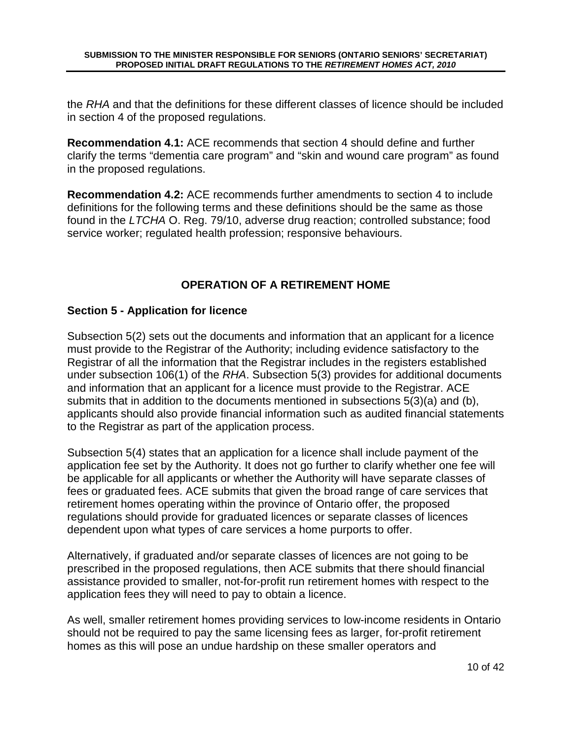the *RHA* and that the definitions for these different classes of licence should be included in section 4 of the proposed regulations.

**Recommendation 4.1:** ACE recommends that section 4 should define and further clarify the terms "dementia care program" and "skin and wound care program" as found in the proposed regulations.

**Recommendation 4.2:** ACE recommends further amendments to section 4 to include definitions for the following terms and these definitions should be the same as those found in the *LTCHA* O. Reg. 79/10, adverse drug reaction; controlled substance; food service worker; regulated health profession; responsive behaviours.

## OPERATION OF A RETIREMENT HOME

### Section 5 - Application for licence

Subsection 5(2) sets out the documents and information that an applicant for a licence must provide to the Registrar of the Authority; including evidence satisfactory to the Registrar of all the information that the Registrar includes in the registers established under subsection 106(1) of the *RHA*. Subsection 5(3) provides for additional documents and information that an applicant for a licence must provide to the Registrar. ACE submits that in addition to the documents mentioned in subsections 5(3)(a) and (b), applicants should also provide financial information such as audited financial statements to the Registrar as part of the application process.

Subsection 5(4) states that an application for a licence shall include payment of the application fee set by the Authority. It does not go further to clarify whether one fee will be applicable for all applicants or whether the Authority will have separate classes of fees or graduated fees. ACE submits that given the broad range of care services that retirement homes operating within the province of Ontario offer, the proposed regulations should provide for graduated licences or separate classes of licences dependent upon what types of care services a home purports to offer.

Alternatively, if graduated and/or separate classes of licences are not going to be prescribed in the proposed regulations, then ACE submits that there should financial assistance provided to smaller, not-for-profit run retirement homes with respect to the application fees they will need to pay to obtain a licence.

As well, smaller retirement homes providing services to low-income residents in Ontario should not be required to pay the same licensing fees as larger, for-profit retirement homes as this will pose an undue hardship on these smaller operators and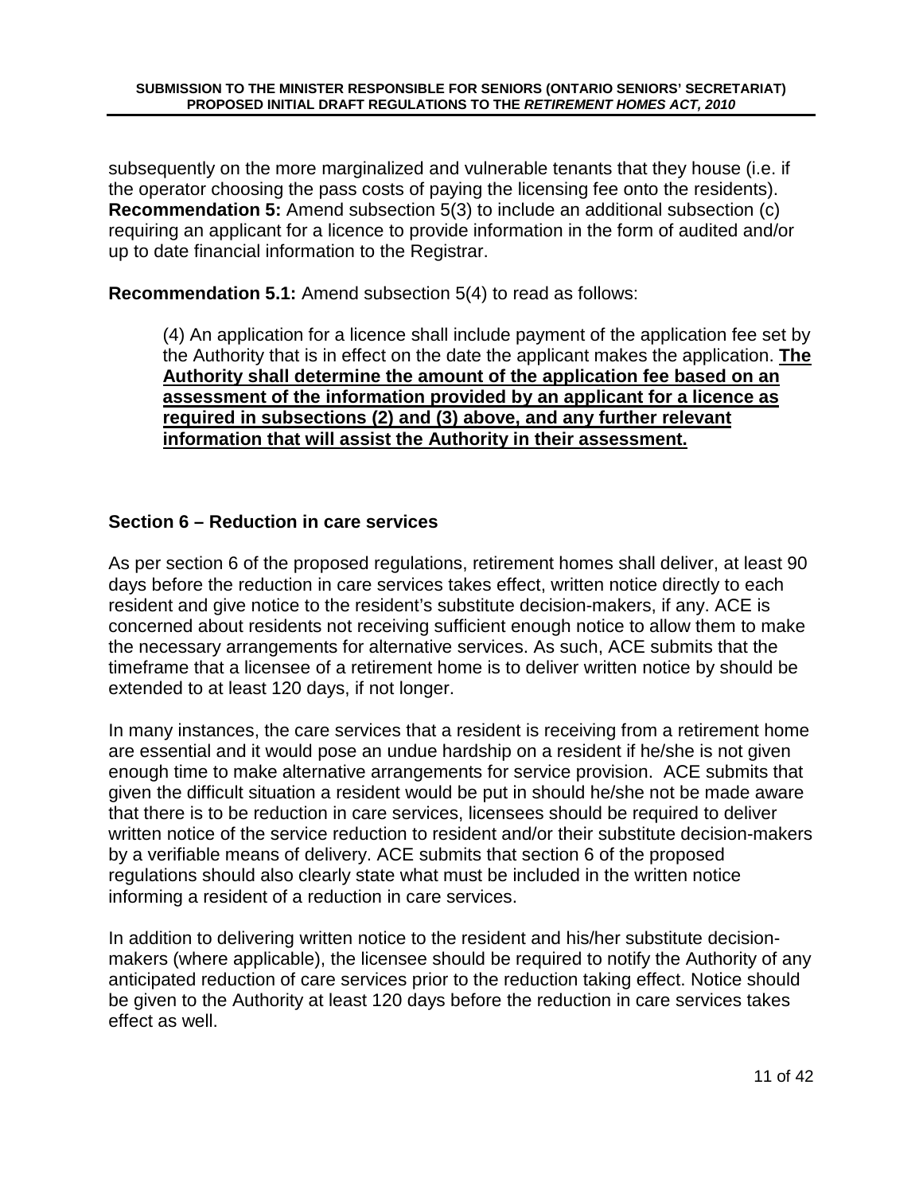subsequently on the more marginalized and vulnerable tenants that they house (i.e. if the operator choosing the pass costs of paying the licensing fee onto the residents).
**Recommendation 5:** Amend subsection 5(3) to include an additional subsection (c) requiring an applicant for a licence to provide information in the form of audited and/or up to date financial information to the Registrar.

**Recommendation 5.1:** Amend subsection 5(4) to read as follows:

> (4) An application for a licence shall include payment of the application fee set by the Authority that is in effect on the date the applicant makes the application. <u>**The Authority shall determine the amount of the application fee based on an assessment of the information provided by an applicant for a licence as required in subsections (2) and (3) above, and any further relevant information that will assist the Authority in their assessment.**</u>

## Section 6 – Reduction in care services

As per section 6 of the proposed regulations, retirement homes shall deliver, at least 90 days before the reduction in care services takes effect, written notice directly to each resident and give notice to the resident's substitute decision-makers, if any. ACE is concerned about residents not receiving sufficient enough notice to allow them to make the necessary arrangements for alternative services. As such, ACE submits that the timeframe that a licensee of a retirement home is to deliver written notice by should be extended to at least 120 days, if not longer.

In many instances, the care services that a resident is receiving from a retirement home are essential and it would pose an undue hardship on a resident if he/she is not given enough time to make alternative arrangements for service provision. ACE submits that given the difficult situation a resident would be put in should he/she not be made aware that there is to be reduction in care services, licensees should be required to deliver written notice of the service reduction to resident and/or their substitute decision-makers by a verifiable means of delivery. ACE submits that section 6 of the proposed regulations should also clearly state what must be included in the written notice informing a resident of a reduction in care services.

In addition to delivering written notice to the resident and his/her substitute decision-makers (where applicable), the licensee should be required to notify the Authority of any anticipated reduction of care services prior to the reduction taking effect. Notice should be given to the Authority at least 120 days before the reduction in care services takes effect as well.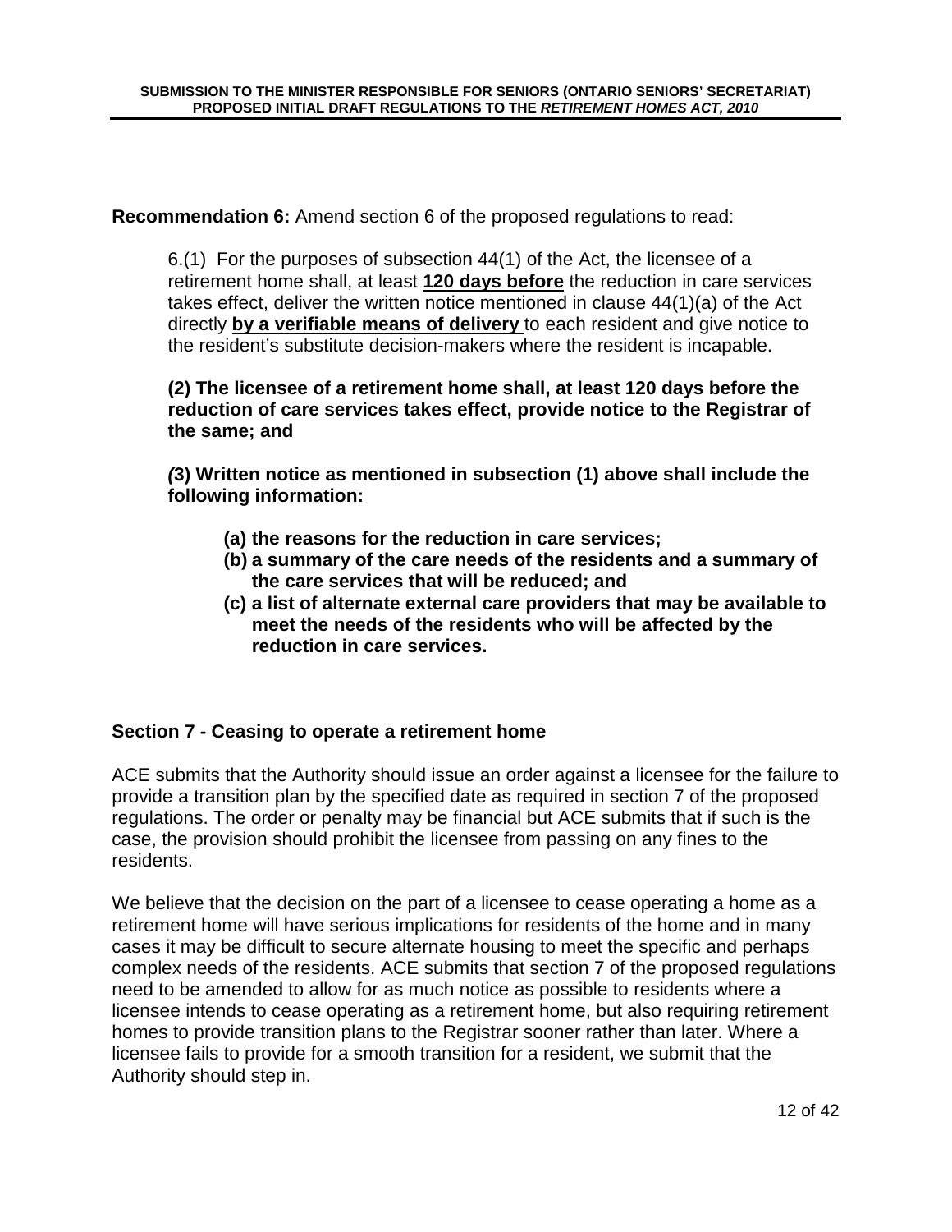**Recommendation 6:** Amend section 6 of the proposed regulations to read:

> 6.(1) For the purposes of subsection 44(1) of the Act, the licensee of a retirement home shall, at least **120 days before** the reduction in care services takes effect, deliver the written notice mentioned in clause 44(1)(a) of the Act directly **by a verifiable means of delivery** to each resident and give notice to the resident's substitute decision-makers where the resident is incapable.
>
> **(2) The licensee of a retirement home shall, at least 120 days before the reduction of care services takes effect, provide notice to the Registrar of the same; and**
>
> ***(*3) Written notice as mentioned in subsection (1) above shall include the following information:**
>
> - **(a) the reasons for the reduction in care services;**
> - **(b) a summary of the care needs of the residents and a summary of the care services that will be reduced; and**
> - **(c) a list of alternate external care providers that may be available to meet the needs of the residents who will be affected by the reduction in care services.**

## Section 7 - Ceasing to operate a retirement home

ACE submits that the Authority should issue an order against a licensee for the failure to provide a transition plan by the specified date as required in section 7 of the proposed regulations. The order or penalty may be financial but ACE submits that if such is the case, the provision should prohibit the licensee from passing on any fines to the residents.

We believe that the decision on the part of a licensee to cease operating a home as a retirement home will have serious implications for residents of the home and in many cases it may be difficult to secure alternate housing to meet the specific and perhaps complex needs of the residents. ACE submits that section 7 of the proposed regulations need to be amended to allow for as much notice as possible to residents where a licensee intends to cease operating as a retirement home, but also requiring retirement homes to provide transition plans to the Registrar sooner rather than later. Where a licensee fails to provide for a smooth transition for a resident, we submit that the Authority should step in.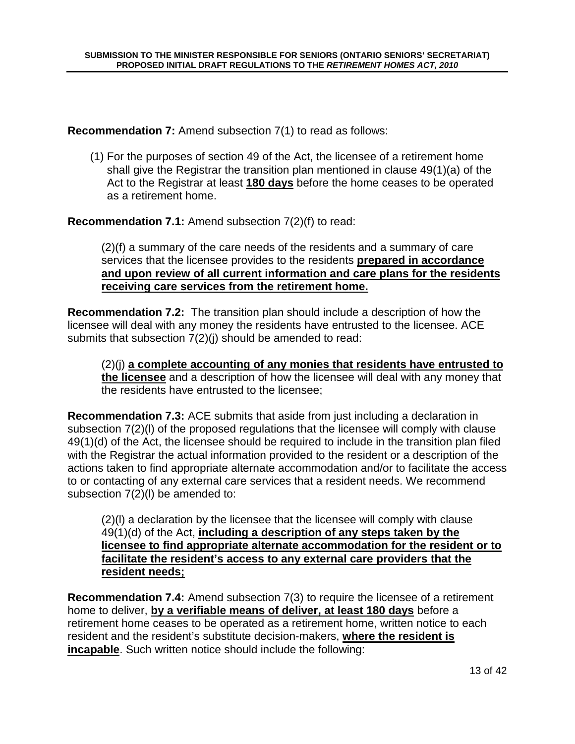**Recommendation 7:** Amend subsection 7(1) to read as follows:

(1) For the purposes of section 49 of the Act, the licensee of a retirement home shall give the Registrar the transition plan mentioned in clause 49(1)(a) of the Act to the Registrar at least **180 days** before the home ceases to be operated as a retirement home.

**Recommendation 7.1:** Amend subsection 7(2)(f) to read:

(2)(f) a summary of the care needs of the residents and a summary of care services that the licensee provides to the residents **prepared in accordance and upon review of all current information and care plans for the residents receiving care services from the retirement home.**

**Recommendation 7.2:** The transition plan should include a description of how the licensee will deal with any money the residents have entrusted to the licensee. ACE submits that subsection 7(2)(j) should be amended to read:

(2)(j) **a complete accounting of any monies that residents have entrusted to the licensee** and a description of how the licensee will deal with any money that the residents have entrusted to the licensee;

**Recommendation 7.3:** ACE submits that aside from just including a declaration in subsection 7(2)(l) of the proposed regulations that the licensee will comply with clause 49(1)(d) of the Act, the licensee should be required to include in the transition plan filed with the Registrar the actual information provided to the resident or a description of the actions taken to find appropriate alternate accommodation and/or to facilitate the access to or contacting of any external care services that a resident needs. We recommend subsection 7(2)(l) be amended to:

(2)(l) a declaration by the licensee that the licensee will comply with clause 49(1)(d) of the Act, **including a description of any steps taken by the licensee to find appropriate alternate accommodation for the resident or to facilitate the resident's access to any external care providers that the resident needs;**

**Recommendation 7.4:** Amend subsection 7(3) to require the licensee of a retirement home to deliver, **by a verifiable means of deliver, at least 180 days** before a retirement home ceases to be operated as a retirement home, written notice to each resident and the resident's substitute decision-makers, **where the resident is incapable**. Such written notice should include the following: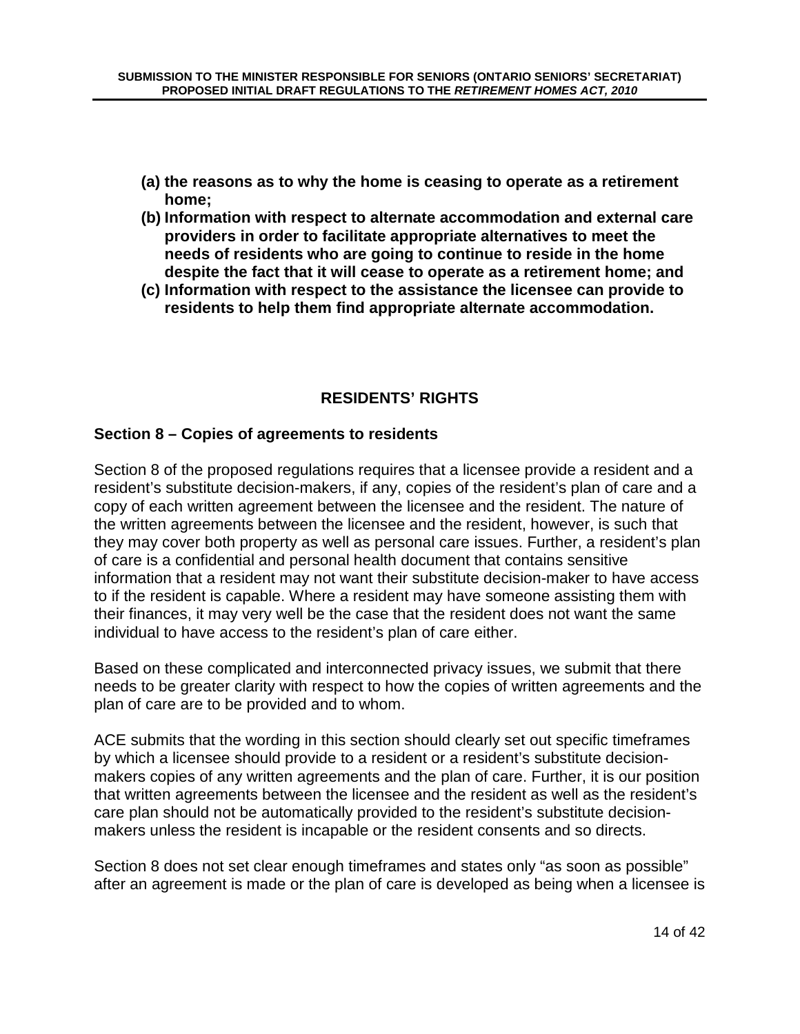**(a) the reasons as to why the home is ceasing to operate as a retirement home;**

**(b) Information with respect to alternate accommodation and external care providers in order to facilitate appropriate alternatives to meet the needs of residents who are going to continue to reside in the home despite the fact that it will cease to operate as a retirement home; and**

**(c) Information with respect to the assistance the licensee can provide to residents to help them find appropriate alternate accommodation.**

## RESIDENTS' RIGHTS

### Section 8 – Copies of agreements to residents

Section 8 of the proposed regulations requires that a licensee provide a resident and a resident's substitute decision-makers, if any, copies of the resident's plan of care and a copy of each written agreement between the licensee and the resident. The nature of the written agreements between the licensee and the resident, however, is such that they may cover both property as well as personal care issues. Further, a resident's plan of care is a confidential and personal health document that contains sensitive information that a resident may not want their substitute decision-maker to have access to if the resident is capable. Where a resident may have someone assisting them with their finances, it may very well be the case that the resident does not want the same individual to have access to the resident's plan of care either.

Based on these complicated and interconnected privacy issues, we submit that there needs to be greater clarity with respect to how the copies of written agreements and the plan of care are to be provided and to whom.

ACE submits that the wording in this section should clearly set out specific timeframes by which a licensee should provide to a resident or a resident's substitute decision-makers copies of any written agreements and the plan of care. Further, it is our position that written agreements between the licensee and the resident as well as the resident's care plan should not be automatically provided to the resident's substitute decision-makers unless the resident is incapable or the resident consents and so directs.

Section 8 does not set clear enough timeframes and states only "as soon as possible" after an agreement is made or the plan of care is developed as being when a licensee is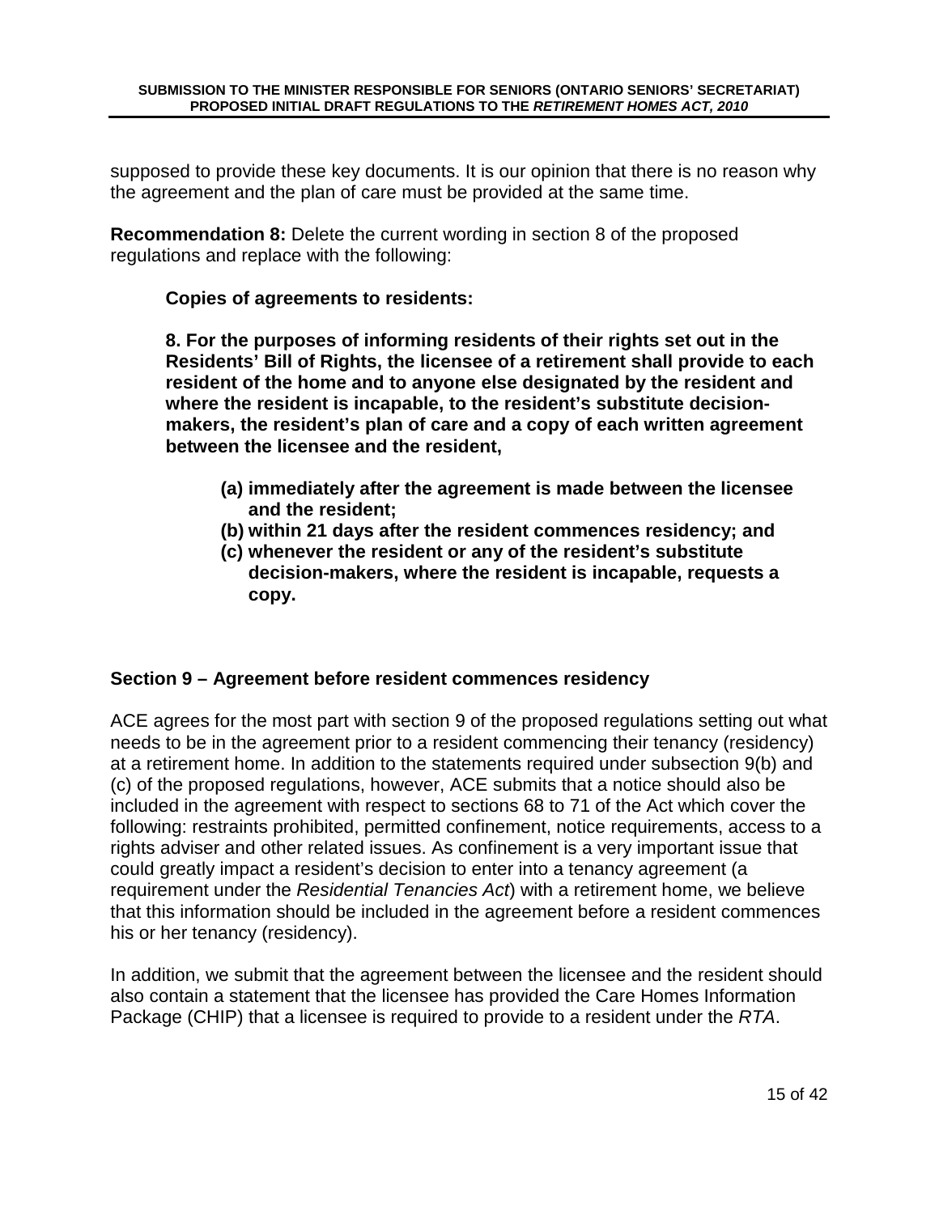supposed to provide these key documents. It is our opinion that there is no reason why the agreement and the plan of care must be provided at the same time.

**Recommendation 8:** Delete the current wording in section 8 of the proposed regulations and replace with the following:

> **Copies of agreements to residents:**
>
> **8. For the purposes of informing residents of their rights set out in the Residents' Bill of Rights, the licensee of a retirement shall provide to each resident of the home and to anyone else designated by the resident and where the resident is incapable, to the resident's substitute decision-makers, the resident's plan of care and a copy of each written agreement between the licensee and the resident,**
>
> **(a) immediately after the agreement is made between the licensee and the resident;**
> **(b) within 21 days after the resident commences residency; and**
> **(c) whenever the resident or any of the resident's substitute decision-makers, where the resident is incapable, requests a copy.**

### Section 9 – Agreement before resident commences residency

ACE agrees for the most part with section 9 of the proposed regulations setting out what needs to be in the agreement prior to a resident commencing their tenancy (residency) at a retirement home. In addition to the statements required under subsection 9(b) and (c) of the proposed regulations, however, ACE submits that a notice should also be included in the agreement with respect to sections 68 to 71 of the Act which cover the following: restraints prohibited, permitted confinement, notice requirements, access to a rights adviser and other related issues. As confinement is a very important issue that could greatly impact a resident's decision to enter into a tenancy agreement (a requirement under the *Residential Tenancies Act*) with a retirement home, we believe that this information should be included in the agreement before a resident commences his or her tenancy (residency).

In addition, we submit that the agreement between the licensee and the resident should also contain a statement that the licensee has provided the Care Homes Information Package (CHIP) that a licensee is required to provide to a resident under the *RTA*.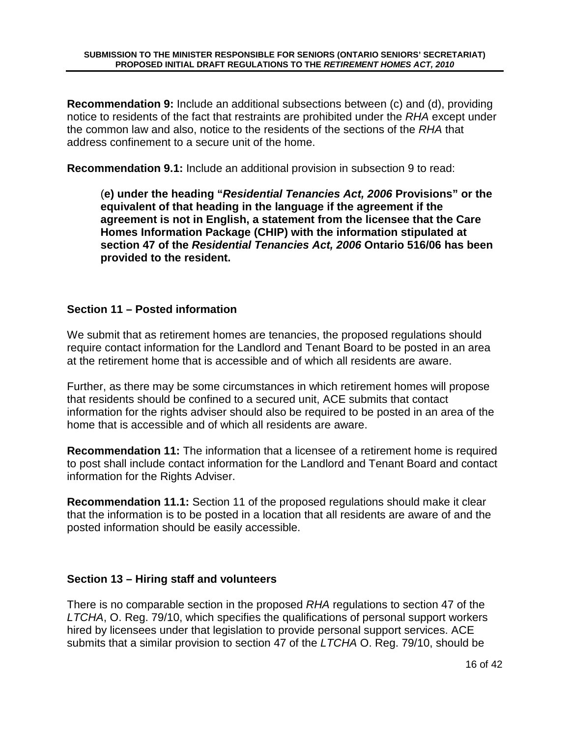**Recommendation 9:** Include an additional subsections between (c) and (d), providing notice to residents of the fact that restraints are prohibited under the *RHA* except under the common law and also, notice to the residents of the sections of the *RHA* that address confinement to a secure unit of the home.

**Recommendation 9.1:** Include an additional provision in subsection 9 to read:

> (**e) under the heading "*Residential Tenancies Act, 2006* Provisions" or the equivalent of that heading in the language if the agreement if the agreement is not in English, a statement from the licensee that the Care Homes Information Package (CHIP) with the information stipulated at section 47 of the *Residential Tenancies Act, 2006* Ontario 516/06 has been provided to the resident.**

## Section 11 – Posted information

We submit that as retirement homes are tenancies, the proposed regulations should require contact information for the Landlord and Tenant Board to be posted in an area at the retirement home that is accessible and of which all residents are aware.

Further, as there may be some circumstances in which retirement homes will propose that residents should be confined to a secured unit, ACE submits that contact information for the rights adviser should also be required to be posted in an area of the home that is accessible and of which all residents are aware.

**Recommendation 11:** The information that a licensee of a retirement home is required to post shall include contact information for the Landlord and Tenant Board and contact information for the Rights Adviser.

**Recommendation 11.1:** Section 11 of the proposed regulations should make it clear that the information is to be posted in a location that all residents are aware of and the posted information should be easily accessible.

## Section 13 – Hiring staff and volunteers

There is no comparable section in the proposed *RHA* regulations to section 47 of the *LTCHA*, O. Reg. 79/10, which specifies the qualifications of personal support workers hired by licensees under that legislation to provide personal support services. ACE submits that a similar provision to section 47 of the *LTCHA* O. Reg. 79/10, should be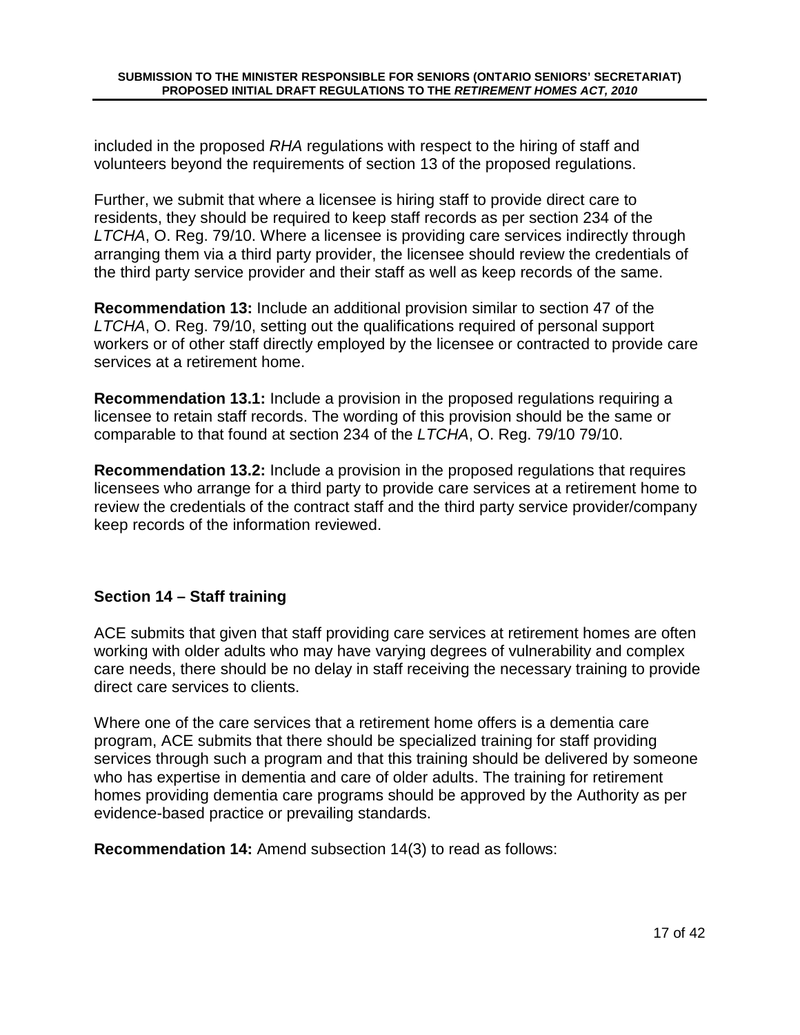included in the proposed *RHA* regulations with respect to the hiring of staff and volunteers beyond the requirements of section 13 of the proposed regulations.

Further, we submit that where a licensee is hiring staff to provide direct care to residents, they should be required to keep staff records as per section 234 of the *LTCHA*, O. Reg. 79/10. Where a licensee is providing care services indirectly through arranging them via a third party provider, the licensee should review the credentials of the third party service provider and their staff as well as keep records of the same.

**Recommendation 13:** Include an additional provision similar to section 47 of the *LTCHA*, O. Reg. 79/10, setting out the qualifications required of personal support workers or of other staff directly employed by the licensee or contracted to provide care services at a retirement home.

**Recommendation 13.1:** Include a provision in the proposed regulations requiring a licensee to retain staff records. The wording of this provision should be the same or comparable to that found at section 234 of the *LTCHA*, O. Reg. 79/10 79/10.

**Recommendation 13.2:** Include a provision in the proposed regulations that requires licensees who arrange for a third party to provide care services at a retirement home to review the credentials of the contract staff and the third party service provider/company keep records of the information reviewed.

### Section 14 – Staff training

ACE submits that given that staff providing care services at retirement homes are often working with older adults who may have varying degrees of vulnerability and complex care needs, there should be no delay in staff receiving the necessary training to provide direct care services to clients.

Where one of the care services that a retirement home offers is a dementia care program, ACE submits that there should be specialized training for staff providing services through such a program and that this training should be delivered by someone who has expertise in dementia and care of older adults. The training for retirement homes providing dementia care programs should be approved by the Authority as per evidence-based practice or prevailing standards.

**Recommendation 14:** Amend subsection 14(3) to read as follows: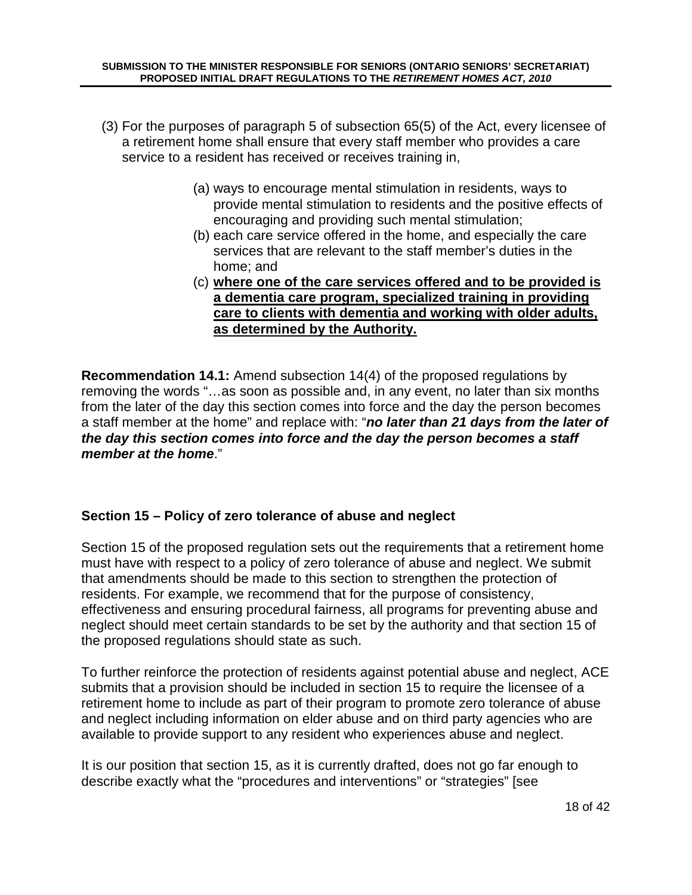(3) For the purposes of paragraph 5 of subsection 65(5) of the Act, every licensee of a retirement home shall ensure that every staff member who provides a care service to a resident has received or receives training in,

> (a) ways to encourage mental stimulation in residents, ways to provide mental stimulation to residents and the positive effects of encouraging and providing such mental stimulation;
> (b) each care service offered in the home, and especially the care services that are relevant to the staff member's duties in the home; and
> (c) **<u>where one of the care services offered and to be provided is a dementia care program, specialized training in providing care to clients with dementia and working with older adults, as determined by the Authority.</u>**

**Recommendation 14.1:** Amend subsection 14(4) of the proposed regulations by removing the words "…as soon as possible and, in any event, no later than six months from the later of the day this section comes into force and the day the person becomes a staff member at the home" and replace with: "***no later than 21 days from the later of the day this section comes into force and the day the person becomes a staff member at the home***."

### Section 15 – Policy of zero tolerance of abuse and neglect

Section 15 of the proposed regulation sets out the requirements that a retirement home must have with respect to a policy of zero tolerance of abuse and neglect. We submit that amendments should be made to this section to strengthen the protection of residents. For example, we recommend that for the purpose of consistency, effectiveness and ensuring procedural fairness, all programs for preventing abuse and neglect should meet certain standards to be set by the authority and that section 15 of the proposed regulations should state as such.

To further reinforce the protection of residents against potential abuse and neglect, ACE submits that a provision should be included in section 15 to require the licensee of a retirement home to include as part of their program to promote zero tolerance of abuse and neglect including information on elder abuse and on third party agencies who are available to provide support to any resident who experiences abuse and neglect.

It is our position that section 15, as it is currently drafted, does not go far enough to describe exactly what the "procedures and interventions" or "strategies" [see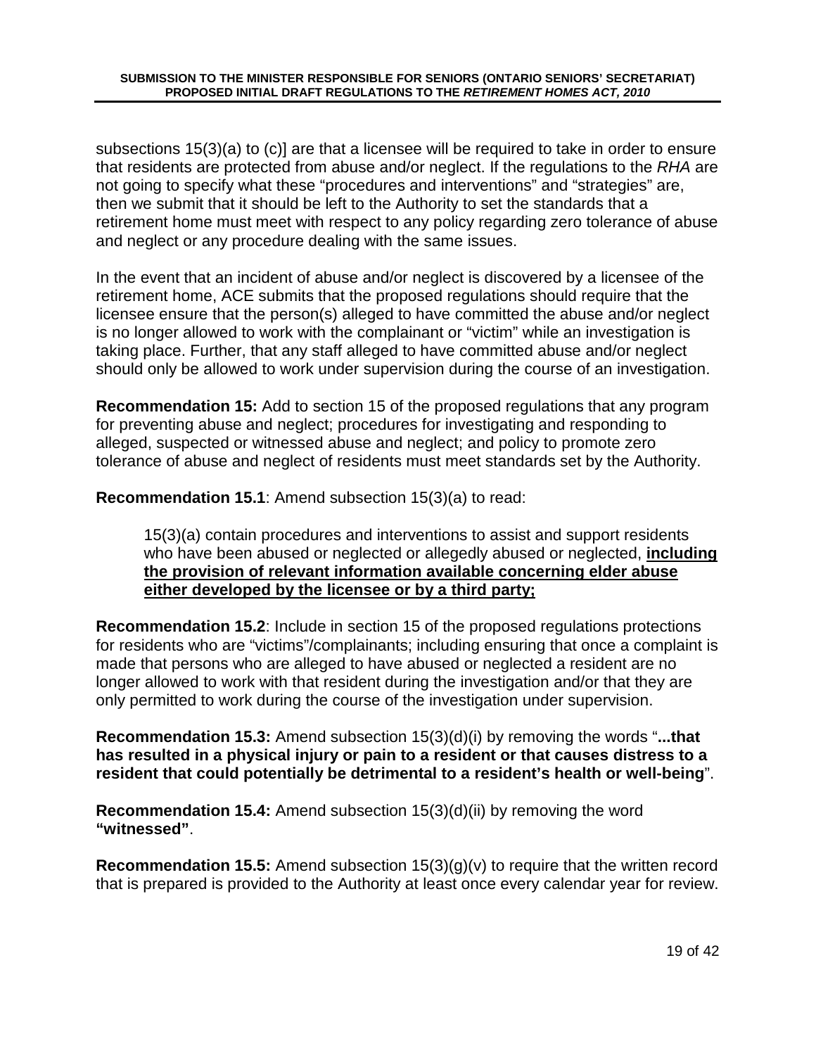subsections 15(3)(a) to (c)] are that a licensee will be required to take in order to ensure that residents are protected from abuse and/or neglect. If the regulations to the *RHA* are not going to specify what these "procedures and interventions" and "strategies" are, then we submit that it should be left to the Authority to set the standards that a retirement home must meet with respect to any policy regarding zero tolerance of abuse and neglect or any procedure dealing with the same issues.

In the event that an incident of abuse and/or neglect is discovered by a licensee of the retirement home, ACE submits that the proposed regulations should require that the licensee ensure that the person(s) alleged to have committed the abuse and/or neglect is no longer allowed to work with the complainant or "victim" while an investigation is taking place. Further, that any staff alleged to have committed abuse and/or neglect should only be allowed to work under supervision during the course of an investigation.

**Recommendation 15:** Add to section 15 of the proposed regulations that any program for preventing abuse and neglect; procedures for investigating and responding to alleged, suspected or witnessed abuse and neglect; and policy to promote zero tolerance of abuse and neglect of residents must meet standards set by the Authority.

**Recommendation 15.1**: Amend subsection 15(3)(a) to read:

> 15(3)(a) contain procedures and interventions to assist and support residents who have been abused or neglected or allegedly abused or neglected, **<u>including the provision of relevant information available concerning elder abuse either developed by the licensee or by a third party;</u>**

**Recommendation 15.2**: Include in section 15 of the proposed regulations protections for residents who are "victims"/complainants; including ensuring that once a complaint is made that persons who are alleged to have abused or neglected a resident are no longer allowed to work with that resident during the investigation and/or that they are only permitted to work during the course of the investigation under supervision.

**Recommendation 15.3:** Amend subsection 15(3)(d)(i) by removing the words "**...that has resulted in a physical injury or pain to a resident or that causes distress to a resident that could potentially be detrimental to a resident's health or well-being**".

**Recommendation 15.4:** Amend subsection 15(3)(d)(ii) by removing the word **"witnessed"**.

**Recommendation 15.5:** Amend subsection 15(3)(g)(v) to require that the written record that is prepared is provided to the Authority at least once every calendar year for review.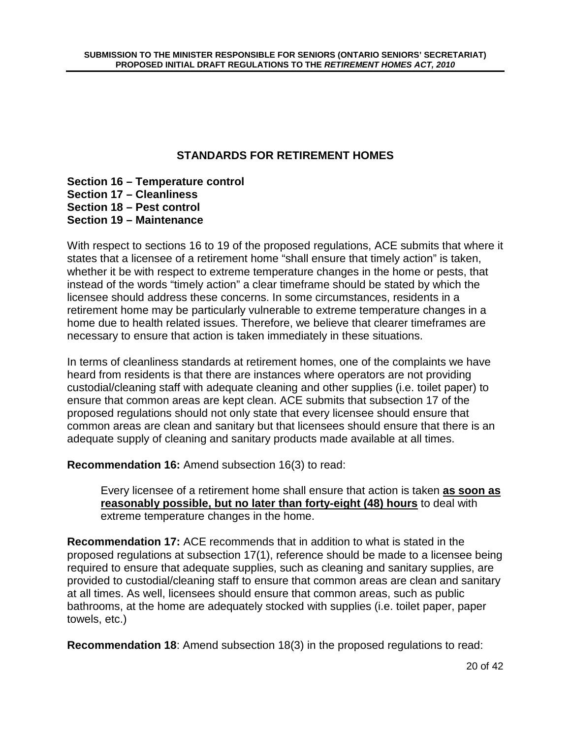## STANDARDS FOR RETIREMENT HOMES

**Section 16 – Temperature control**
**Section 17 – Cleanliness**
**Section 18 – Pest control**
**Section 19 – Maintenance**

With respect to sections 16 to 19 of the proposed regulations, ACE submits that where it states that a licensee of a retirement home "shall ensure that timely action" is taken, whether it be with respect to extreme temperature changes in the home or pests, that instead of the words "timely action" a clear timeframe should be stated by which the licensee should address these concerns. In some circumstances, residents in a retirement home may be particularly vulnerable to extreme temperature changes in a home due to health related issues. Therefore, we believe that clearer timeframes are necessary to ensure that action is taken immediately in these situations.

In terms of cleanliness standards at retirement homes, one of the complaints we have heard from residents is that there are instances where operators are not providing custodial/cleaning staff with adequate cleaning and other supplies (i.e. toilet paper) to ensure that common areas are kept clean. ACE submits that subsection 17 of the proposed regulations should not only state that every licensee should ensure that common areas are clean and sanitary but that licensees should ensure that there is an adequate supply of cleaning and sanitary products made available at all times.

**Recommendation 16:** Amend subsection 16(3) to read:

> Every licensee of a retirement home shall ensure that action is taken <u>**as soon as reasonably possible, but no later than forty-eight (48) hours**</u> to deal with extreme temperature changes in the home.

**Recommendation 17:** ACE recommends that in addition to what is stated in the proposed regulations at subsection 17(1), reference should be made to a licensee being required to ensure that adequate supplies, such as cleaning and sanitary supplies, are provided to custodial/cleaning staff to ensure that common areas are clean and sanitary at all times. As well, licensees should ensure that common areas, such as public bathrooms, at the home are adequately stocked with supplies (i.e. toilet paper, paper towels, etc.)

**Recommendation 18**: Amend subsection 18(3) in the proposed regulations to read: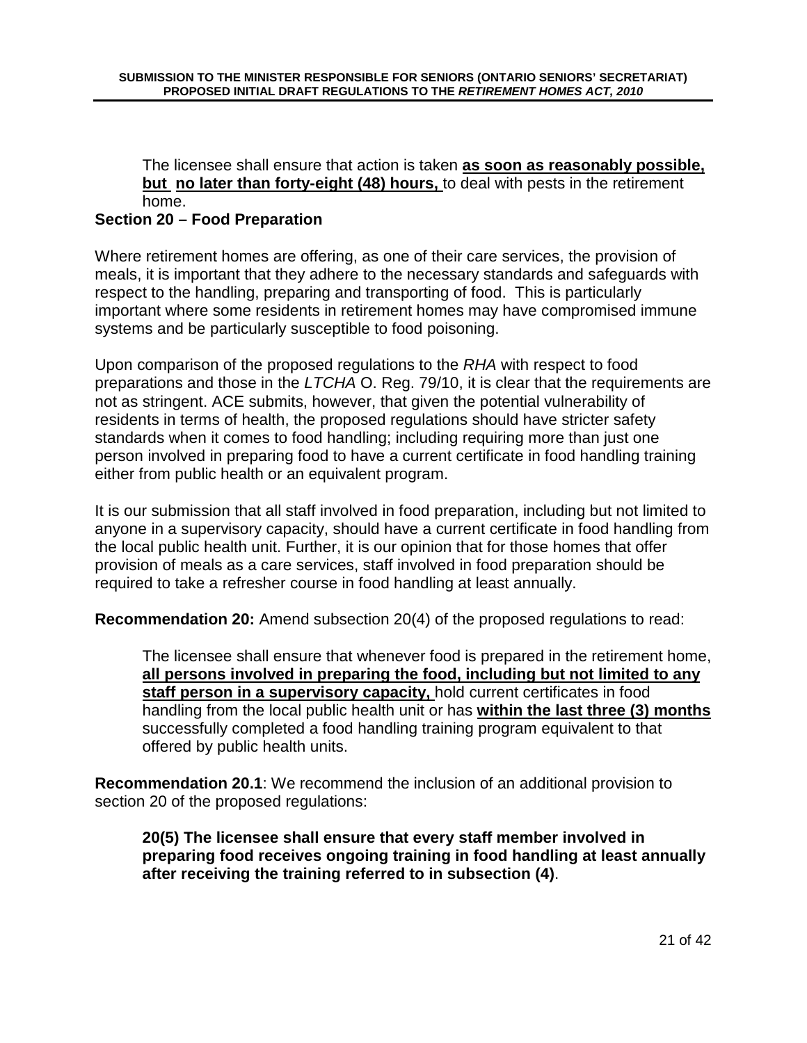> The licensee shall ensure that action is taken **<u>as soon as reasonably possible, but no later than forty-eight (48) hours,</u>** to deal with pests in the retirement home.

**Section 20 – Food Preparation**

Where retirement homes are offering, as one of their care services, the provision of meals, it is important that they adhere to the necessary standards and safeguards with respect to the handling, preparing and transporting of food. This is particularly important where some residents in retirement homes may have compromised immune systems and be particularly susceptible to food poisoning.

Upon comparison of the proposed regulations to the *RHA* with respect to food preparations and those in the *LTCHA* O. Reg. 79/10, it is clear that the requirements are not as stringent. ACE submits, however, that given the potential vulnerability of residents in terms of health, the proposed regulations should have stricter safety standards when it comes to food handling; including requiring more than just one person involved in preparing food to have a current certificate in food handling training either from public health or an equivalent program.

It is our submission that all staff involved in food preparation, including but not limited to anyone in a supervisory capacity, should have a current certificate in food handling from the local public health unit. Further, it is our opinion that for those homes that offer provision of meals as a care services, staff involved in food preparation should be required to take a refresher course in food handling at least annually.

**Recommendation 20:** Amend subsection 20(4) of the proposed regulations to read:

> The licensee shall ensure that whenever food is prepared in the retirement home, **<u>all persons involved in preparing the food, including but not limited to any staff person in a supervisory capacity,</u>** hold current certificates in food handling from the local public health unit or has **<u>within the last three (3) months</u>** successfully completed a food handling training program equivalent to that offered by public health units.

**Recommendation 20.1**: We recommend the inclusion of an additional provision to section 20 of the proposed regulations:

> **20(5) The licensee shall ensure that every staff member involved in preparing food receives ongoing training in food handling at least annually after receiving the training referred to in subsection (4)**.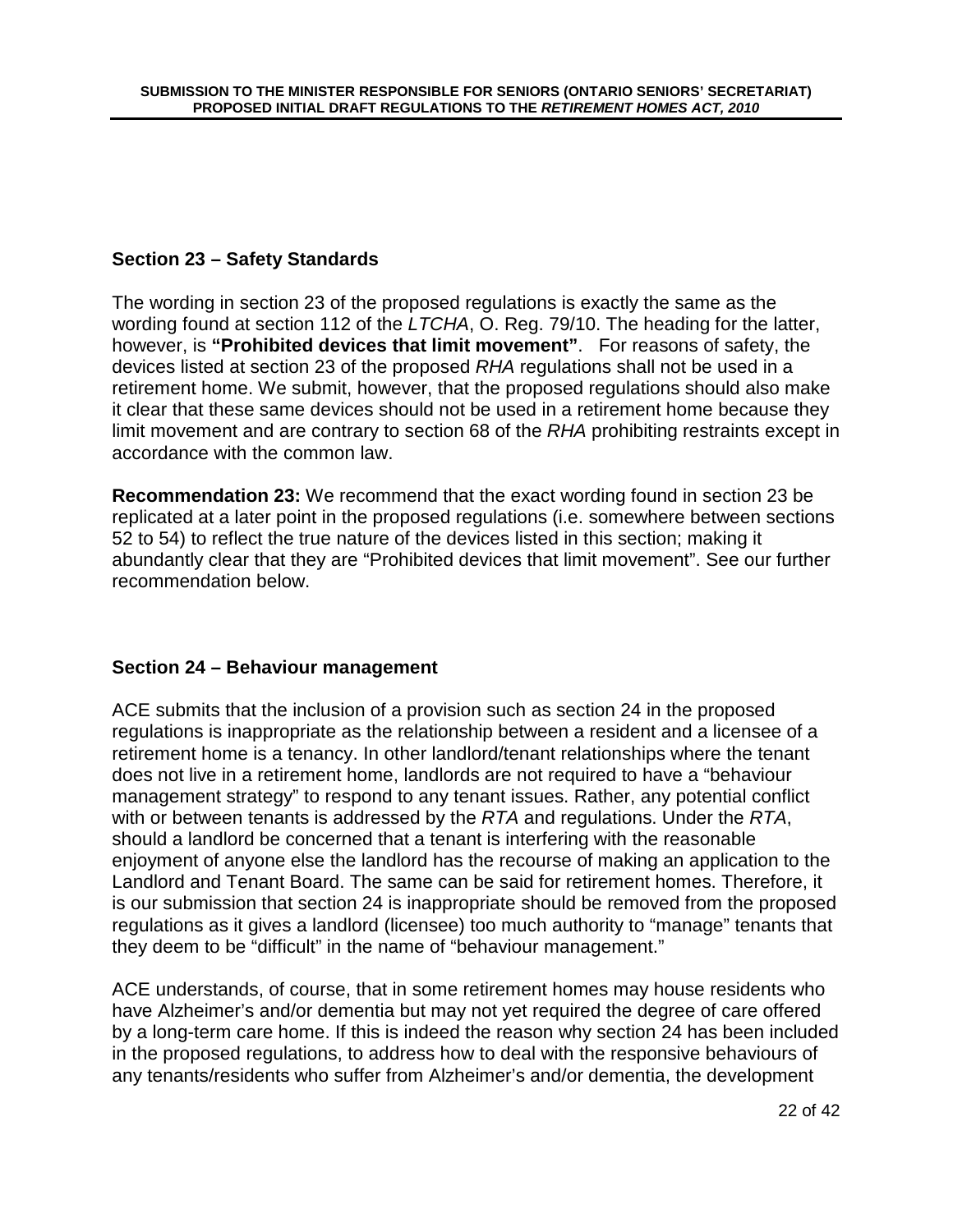## Section 23 – Safety Standards

The wording in section 23 of the proposed regulations is exactly the same as the wording found at section 112 of the *LTCHA*, O. Reg. 79/10. The heading for the latter, however, is **"Prohibited devices that limit movement"**. For reasons of safety, the devices listed at section 23 of the proposed *RHA* regulations shall not be used in a retirement home. We submit, however, that the proposed regulations should also make it clear that these same devices should not be used in a retirement home because they limit movement and are contrary to section 68 of the *RHA* prohibiting restraints except in accordance with the common law.

**Recommendation 23:** We recommend that the exact wording found in section 23 be replicated at a later point in the proposed regulations (i.e. somewhere between sections 52 to 54) to reflect the true nature of the devices listed in this section; making it abundantly clear that they are "Prohibited devices that limit movement". See our further recommendation below.

## Section 24 – Behaviour management

ACE submits that the inclusion of a provision such as section 24 in the proposed regulations is inappropriate as the relationship between a resident and a licensee of a retirement home is a tenancy. In other landlord/tenant relationships where the tenant does not live in a retirement home, landlords are not required to have a "behaviour management strategy" to respond to any tenant issues. Rather, any potential conflict with or between tenants is addressed by the *RTA* and regulations. Under the *RTA*, should a landlord be concerned that a tenant is interfering with the reasonable enjoyment of anyone else the landlord has the recourse of making an application to the Landlord and Tenant Board. The same can be said for retirement homes. Therefore, it is our submission that section 24 is inappropriate should be removed from the proposed regulations as it gives a landlord (licensee) too much authority to "manage" tenants that they deem to be "difficult" in the name of "behaviour management."

ACE understands, of course, that in some retirement homes may house residents who have Alzheimer's and/or dementia but may not yet required the degree of care offered by a long-term care home. If this is indeed the reason why section 24 has been included in the proposed regulations, to address how to deal with the responsive behaviours of any tenants/residents who suffer from Alzheimer's and/or dementia, the development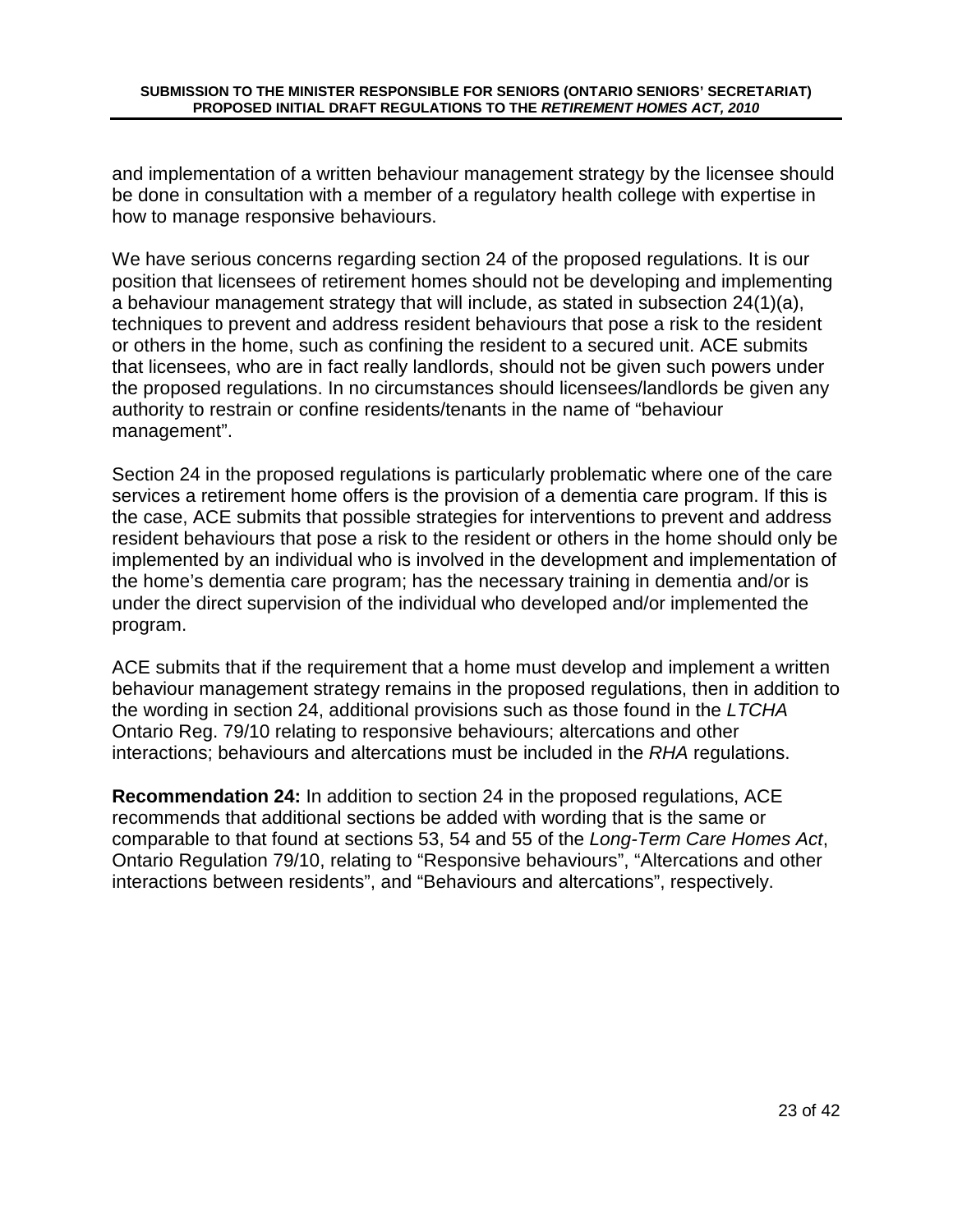and implementation of a written behaviour management strategy by the licensee should be done in consultation with a member of a regulatory health college with expertise in how to manage responsive behaviours.

We have serious concerns regarding section 24 of the proposed regulations. It is our position that licensees of retirement homes should not be developing and implementing a behaviour management strategy that will include, as stated in subsection 24(1)(a), techniques to prevent and address resident behaviours that pose a risk to the resident or others in the home, such as confining the resident to a secured unit. ACE submits that licensees, who are in fact really landlords, should not be given such powers under the proposed regulations. In no circumstances should licensees/landlords be given any authority to restrain or confine residents/tenants in the name of "behaviour management".

Section 24 in the proposed regulations is particularly problematic where one of the care services a retirement home offers is the provision of a dementia care program. If this is the case, ACE submits that possible strategies for interventions to prevent and address resident behaviours that pose a risk to the resident or others in the home should only be implemented by an individual who is involved in the development and implementation of the home's dementia care program; has the necessary training in dementia and/or is under the direct supervision of the individual who developed and/or implemented the program.

ACE submits that if the requirement that a home must develop and implement a written behaviour management strategy remains in the proposed regulations, then in addition to the wording in section 24, additional provisions such as those found in the *LTCHA* Ontario Reg. 79/10 relating to responsive behaviours; altercations and other interactions; behaviours and altercations must be included in the *RHA* regulations.

**Recommendation 24:** In addition to section 24 in the proposed regulations, ACE recommends that additional sections be added with wording that is the same or comparable to that found at sections 53, 54 and 55 of the *Long-Term Care Homes Act*, Ontario Regulation 79/10, relating to "Responsive behaviours", "Altercations and other interactions between residents", and "Behaviours and altercations", respectively.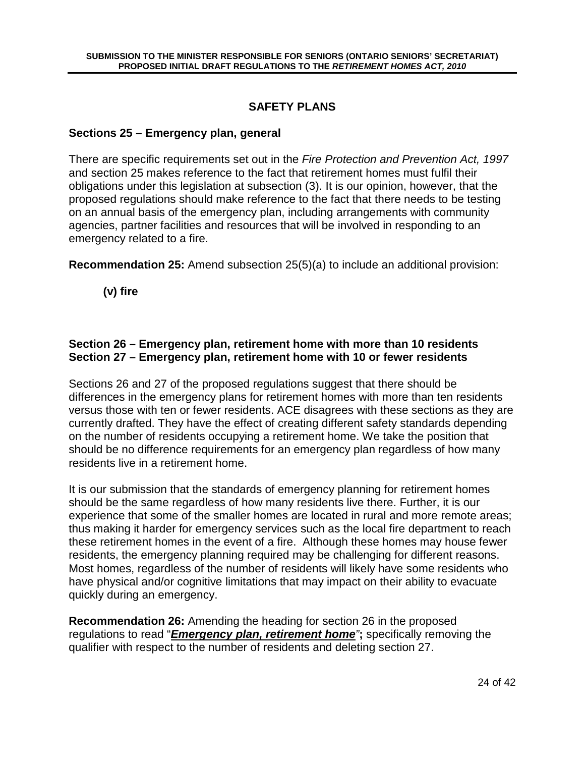## SAFETY PLANS

### Sections 25 – Emergency plan, general

There are specific requirements set out in the *Fire Protection and Prevention Act, 1997* and section 25 makes reference to the fact that retirement homes must fulfil their obligations under this legislation at subsection (3). It is our opinion, however, that the proposed regulations should make reference to the fact that there needs to be testing on an annual basis of the emergency plan, including arrangements with community agencies, partner facilities and resources that will be involved in responding to an emergency related to a fire.

**Recommendation 25:** Amend subsection 25(5)(a) to include an additional provision:

**(v) fire**

### Section 26 – Emergency plan, retirement home with more than 10 residents
### Section 27 – Emergency plan, retirement home with 10 or fewer residents

Sections 26 and 27 of the proposed regulations suggest that there should be differences in the emergency plans for retirement homes with more than ten residents versus those with ten or fewer residents. ACE disagrees with these sections as they are currently drafted. They have the effect of creating different safety standards depending on the number of residents occupying a retirement home. We take the position that should be no difference requirements for an emergency plan regardless of how many residents live in a retirement home.

It is our submission that the standards of emergency planning for retirement homes should be the same regardless of how many residents live there. Further, it is our experience that some of the smaller homes are located in rural and more remote areas; thus making it harder for emergency services such as the local fire department to reach these retirement homes in the event of a fire. Although these homes may house fewer residents, the emergency planning required may be challenging for different reasons. Most homes, regardless of the number of residents will likely have some residents who have physical and/or cognitive limitations that may impact on their ability to evacuate quickly during an emergency.

**Recommendation 26:** Amending the heading for section 26 in the proposed regulations to read "***Emergency plan, retirement home***"**;** specifically removing the qualifier with respect to the number of residents and deleting section 27.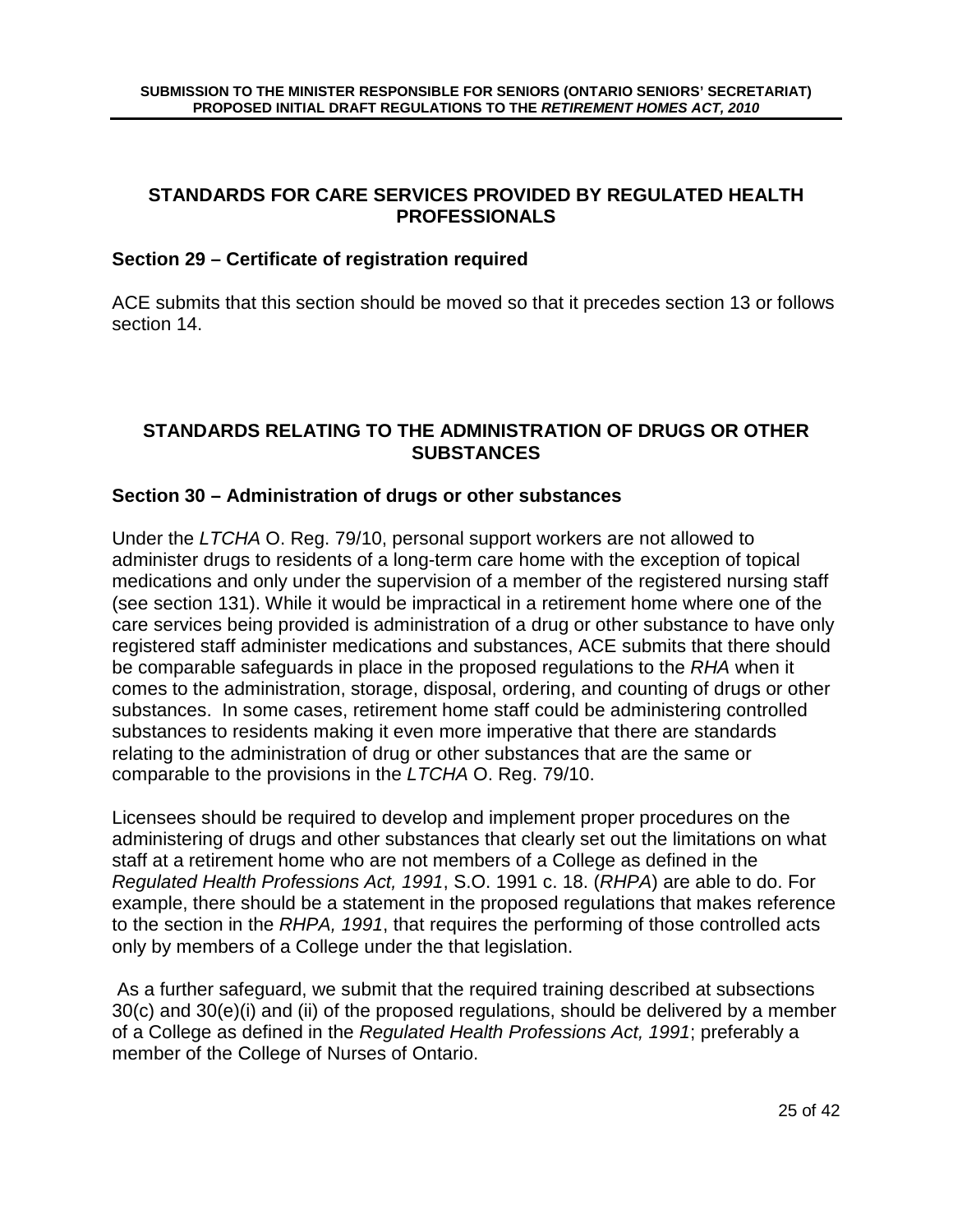## STANDARDS FOR CARE SERVICES PROVIDED BY REGULATED HEALTH PROFESSIONALS

### Section 29 – Certificate of registration required

ACE submits that this section should be moved so that it precedes section 13 or follows section 14.

## STANDARDS RELATING TO THE ADMINISTRATION OF DRUGS OR OTHER SUBSTANCES

### Section 30 – Administration of drugs or other substances

Under the *LTCHA* O. Reg. 79/10, personal support workers are not allowed to administer drugs to residents of a long-term care home with the exception of topical medications and only under the supervision of a member of the registered nursing staff (see section 131). While it would be impractical in a retirement home where one of the care services being provided is administration of a drug or other substance to have only registered staff administer medications and substances, ACE submits that there should be comparable safeguards in place in the proposed regulations to the *RHA* when it comes to the administration, storage, disposal, ordering, and counting of drugs or other substances. In some cases, retirement home staff could be administering controlled substances to residents making it even more imperative that there are standards relating to the administration of drug or other substances that are the same or comparable to the provisions in the *LTCHA* O. Reg. 79/10.

Licensees should be required to develop and implement proper procedures on the administering of drugs and other substances that clearly set out the limitations on what staff at a retirement home who are not members of a College as defined in the *Regulated Health Professions Act, 1991*, S.O. 1991 c. 18. (*RHPA*) are able to do. For example, there should be a statement in the proposed regulations that makes reference to the section in the *RHPA, 1991*, that requires the performing of those controlled acts only by members of a College under the that legislation.

As a further safeguard, we submit that the required training described at subsections 30(c) and 30(e)(i) and (ii) of the proposed regulations, should be delivered by a member of a College as defined in the *Regulated Health Professions Act, 1991*; preferably a member of the College of Nurses of Ontario.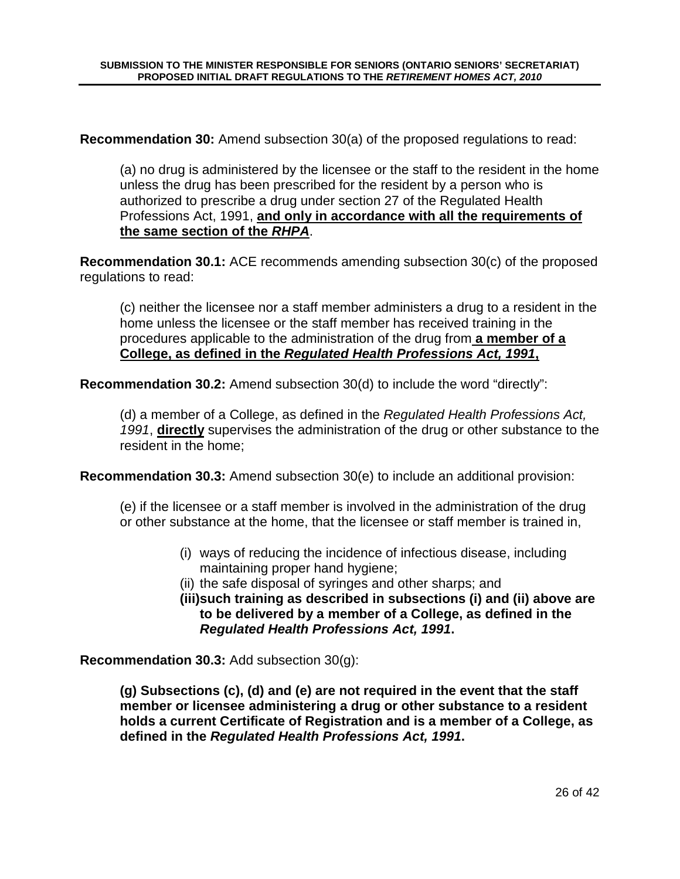**Recommendation 30:** Amend subsection 30(a) of the proposed regulations to read:

> (a) no drug is administered by the licensee or the staff to the resident in the home unless the drug has been prescribed for the resident by a person who is authorized to prescribe a drug under section 27 of the Regulated Health Professions Act, 1991, **and only in accordance with all the requirements of the same section of the *RHPA***.

**Recommendation 30.1:** ACE recommends amending subsection 30(c) of the proposed regulations to read:

> (c) neither the licensee nor a staff member administers a drug to a resident in the home unless the licensee or the staff member has received training in the procedures applicable to the administration of the drug from **a member of a College, as defined in the *Regulated Health Professions Act, 1991*,**

**Recommendation 30.2:** Amend subsection 30(d) to include the word "directly":

> (d) a member of a College, as defined in the *Regulated Health Professions Act, 1991*, **directly** supervises the administration of the drug or other substance to the resident in the home;

**Recommendation 30.3:** Amend subsection 30(e) to include an additional provision:

> (e) if the licensee or a staff member is involved in the administration of the drug or other substance at the home, that the licensee or staff member is trained in,
>
> (i) ways of reducing the incidence of infectious disease, including maintaining proper hand hygiene;
>
> (ii) the safe disposal of syringes and other sharps; and
>
> **(iii) such training as described in subsections (i) and (ii) above are to be delivered by a member of a College, as defined in the *Regulated Health Professions Act, 1991*.**

**Recommendation 30.3:** Add subsection 30(g):

> **(g) Subsections (c), (d) and (e) are not required in the event that the staff member or licensee administering a drug or other substance to a resident holds a current Certificate of Registration and is a member of a College, as defined in the *Regulated Health Professions Act, 1991*.**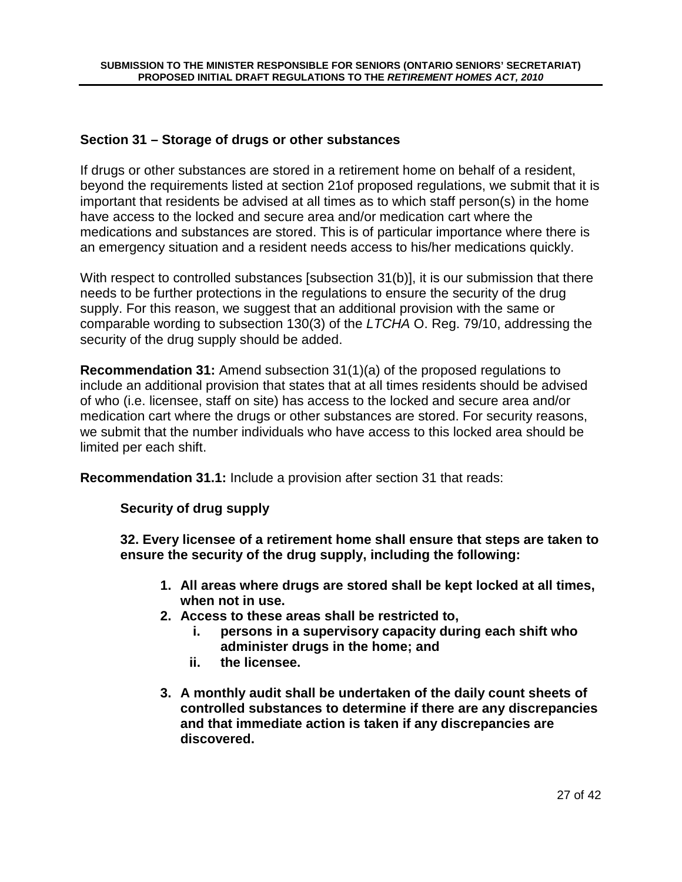## Section 31 – Storage of drugs or other substances

If drugs or other substances are stored in a retirement home on behalf of a resident, beyond the requirements listed at section 21of proposed regulations, we submit that it is important that residents be advised at all times as to which staff person(s) in the home have access to the locked and secure area and/or medication cart where the medications and substances are stored. This is of particular importance where there is an emergency situation and a resident needs access to his/her medications quickly.

With respect to controlled substances [subsection 31(b)], it is our submission that there needs to be further protections in the regulations to ensure the security of the drug supply. For this reason, we suggest that an additional provision with the same or comparable wording to subsection 130(3) of the *LTCHA* O. Reg. 79/10, addressing the security of the drug supply should be added.

**Recommendation 31:** Amend subsection 31(1)(a) of the proposed regulations to include an additional provision that states that at all times residents should be advised of who (i.e. licensee, staff on site) has access to the locked and secure area and/or medication cart where the drugs or other substances are stored. For security reasons, we submit that the number individuals who have access to this locked area should be limited per each shift.

**Recommendation 31.1:** Include a provision after section 31 that reads:

> **Security of drug supply**
>
> **32. Every licensee of a retirement home shall ensure that steps are taken to ensure the security of the drug supply, including the following:**
>
> 1. **All areas where drugs are stored shall be kept locked at all times, when not in use.**
> 2. **Access to these areas shall be restricted to,**
>     i. **persons in a supervisory capacity during each shift who administer drugs in the home; and**
>     ii. **the licensee.**
> 3. **A monthly audit shall be undertaken of the daily count sheets of controlled substances to determine if there are any discrepancies and that immediate action is taken if any discrepancies are discovered.**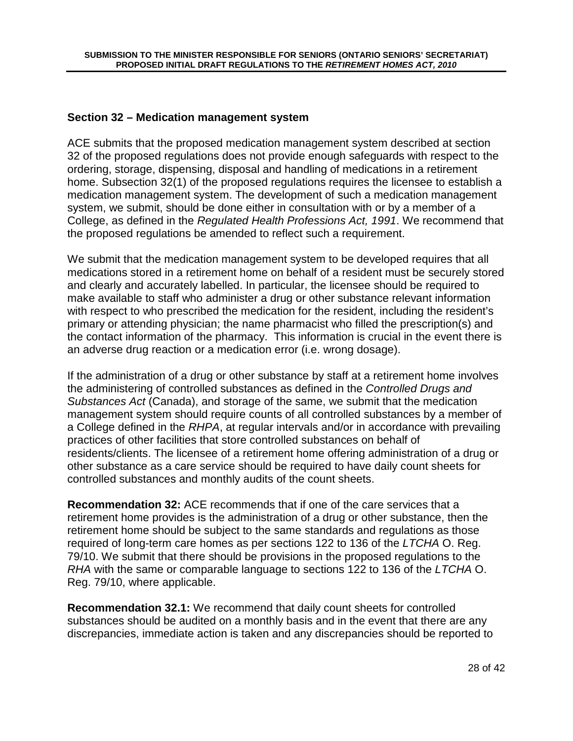### Section 32 – Medication management system

ACE submits that the proposed medication management system described at section 32 of the proposed regulations does not provide enough safeguards with respect to the ordering, storage, dispensing, disposal and handling of medications in a retirement home. Subsection 32(1) of the proposed regulations requires the licensee to establish a medication management system. The development of such a medication management system, we submit, should be done either in consultation with or by a member of a College, as defined in the *Regulated Health Professions Act, 1991*. We recommend that the proposed regulations be amended to reflect such a requirement.

We submit that the medication management system to be developed requires that all medications stored in a retirement home on behalf of a resident must be securely stored and clearly and accurately labelled. In particular, the licensee should be required to make available to staff who administer a drug or other substance relevant information with respect to who prescribed the medication for the resident, including the resident's primary or attending physician; the name pharmacist who filled the prescription(s) and the contact information of the pharmacy. This information is crucial in the event there is an adverse drug reaction or a medication error (i.e. wrong dosage).

If the administration of a drug or other substance by staff at a retirement home involves the administering of controlled substances as defined in the *Controlled Drugs and Substances Act* (Canada), and storage of the same, we submit that the medication management system should require counts of all controlled substances by a member of a College defined in the *RHPA*, at regular intervals and/or in accordance with prevailing practices of other facilities that store controlled substances on behalf of residents/clients. The licensee of a retirement home offering administration of a drug or other substance as a care service should be required to have daily count sheets for controlled substances and monthly audits of the count sheets.

**Recommendation 32:** ACE recommends that if one of the care services that a retirement home provides is the administration of a drug or other substance, then the retirement home should be subject to the same standards and regulations as those required of long-term care homes as per sections 122 to 136 of the *LTCHA* O. Reg. 79/10. We submit that there should be provisions in the proposed regulations to the *RHA* with the same or comparable language to sections 122 to 136 of the *LTCHA* O. Reg. 79/10, where applicable.

**Recommendation 32.1:** We recommend that daily count sheets for controlled substances should be audited on a monthly basis and in the event that there are any discrepancies, immediate action is taken and any discrepancies should be reported to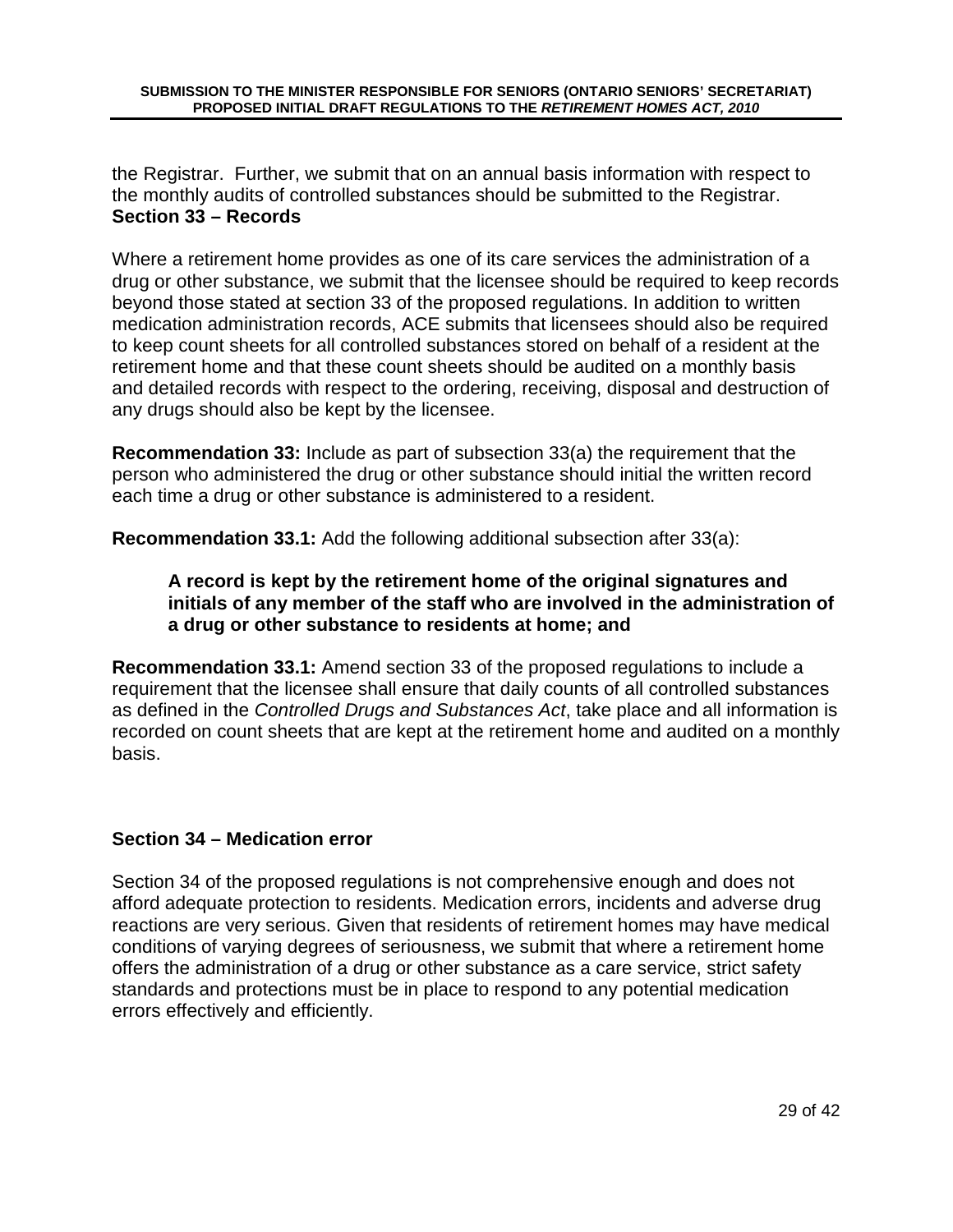the Registrar. Further, we submit that on an annual basis information with respect to the monthly audits of controlled substances should be submitted to the Registrar.

## Section 33 – Records

Where a retirement home provides as one of its care services the administration of a drug or other substance, we submit that the licensee should be required to keep records beyond those stated at section 33 of the proposed regulations. In addition to written medication administration records, ACE submits that licensees should also be required to keep count sheets for all controlled substances stored on behalf of a resident at the retirement home and that these count sheets should be audited on a monthly basis and detailed records with respect to the ordering, receiving, disposal and destruction of any drugs should also be kept by the licensee.

**Recommendation 33:** Include as part of subsection 33(a) the requirement that the person who administered the drug or other substance should initial the written record each time a drug or other substance is administered to a resident.

**Recommendation 33.1:** Add the following additional subsection after 33(a):

> **A record is kept by the retirement home of the original signatures and initials of any member of the staff who are involved in the administration of a drug or other substance to residents at home; and**

**Recommendation 33.1:** Amend section 33 of the proposed regulations to include a requirement that the licensee shall ensure that daily counts of all controlled substances as defined in the *Controlled Drugs and Substances Act*, take place and all information is recorded on count sheets that are kept at the retirement home and audited on a monthly basis.

## Section 34 – Medication error

Section 34 of the proposed regulations is not comprehensive enough and does not afford adequate protection to residents. Medication errors, incidents and adverse drug reactions are very serious. Given that residents of retirement homes may have medical conditions of varying degrees of seriousness, we submit that where a retirement home offers the administration of a drug or other substance as a care service, strict safety standards and protections must be in place to respond to any potential medication errors effectively and efficiently.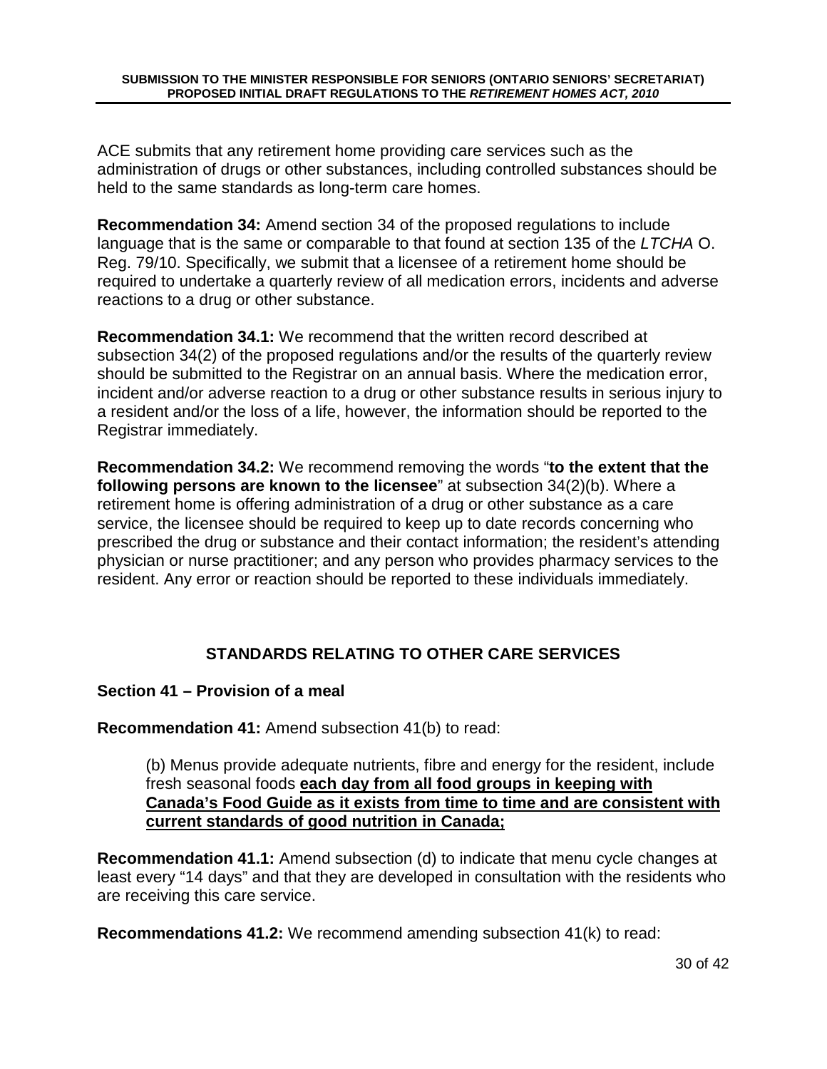ACE submits that any retirement home providing care services such as the administration of drugs or other substances, including controlled substances should be held to the same standards as long-term care homes.

**Recommendation 34:** Amend section 34 of the proposed regulations to include language that is the same or comparable to that found at section 135 of the *LTCHA* O. Reg. 79/10. Specifically, we submit that a licensee of a retirement home should be required to undertake a quarterly review of all medication errors, incidents and adverse reactions to a drug or other substance.

**Recommendation 34.1:** We recommend that the written record described at subsection 34(2) of the proposed regulations and/or the results of the quarterly review should be submitted to the Registrar on an annual basis. Where the medication error, incident and/or adverse reaction to a drug or other substance results in serious injury to a resident and/or the loss of a life, however, the information should be reported to the Registrar immediately.

**Recommendation 34.2:** We recommend removing the words "**to the extent that the following persons are known to the licensee**" at subsection 34(2)(b). Where a retirement home is offering administration of a drug or other substance as a care service, the licensee should be required to keep up to date records concerning who prescribed the drug or substance and their contact information; the resident's attending physician or nurse practitioner; and any person who provides pharmacy services to the resident. Any error or reaction should be reported to these individuals immediately.

## STANDARDS RELATING TO OTHER CARE SERVICES

### Section 41 – Provision of a meal

**Recommendation 41:** Amend subsection 41(b) to read:

> (b) Menus provide adequate nutrients, fibre and energy for the resident, include fresh seasonal foods **<u>each day from all food groups in keeping with Canada's Food Guide as it exists from time to time and are consistent with current standards of good nutrition in Canada;</u>**

**Recommendation 41.1:** Amend subsection (d) to indicate that menu cycle changes at least every "14 days" and that they are developed in consultation with the residents who are receiving this care service.

**Recommendations 41.2:** We recommend amending subsection 41(k) to read: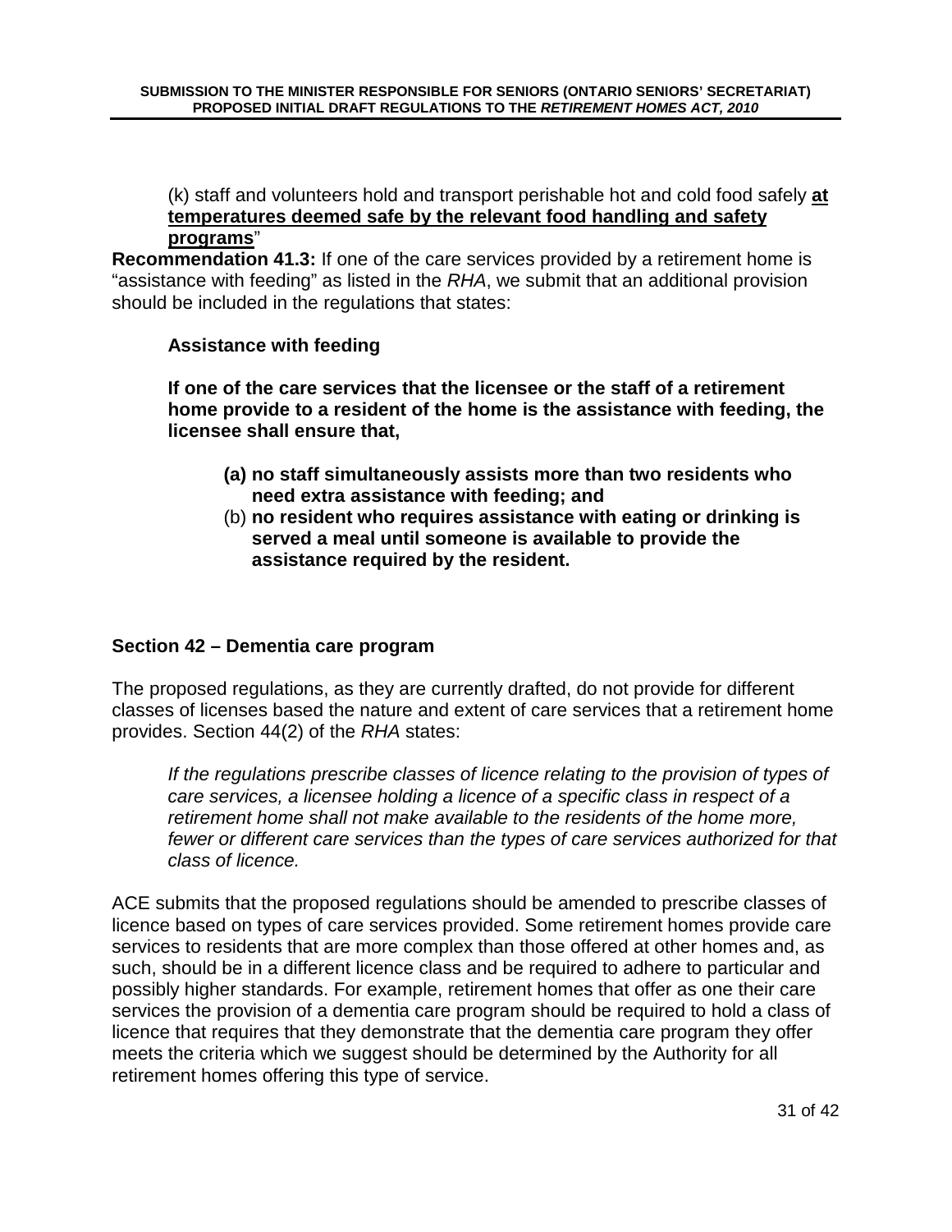(k) staff and volunteers hold and transport perishable hot and cold food safely **<u>at temperatures deemed safe by the relevant food handling and safety programs</u>**"

**Recommendation 41.3:** If one of the care services provided by a retirement home is "assistance with feeding" as listed in the *RHA*, we submit that an additional provision should be included in the regulations that states:

> **Assistance with feeding**
>
> **If one of the care services that the licensee or the staff of a retirement home provide to a resident of the home is the assistance with feeding, the licensee shall ensure that,**
>
> **(a) no staff simultaneously assists more than two residents who need extra assistance with feeding; and**
>
> (b) **no resident who requires assistance with eating or drinking is served a meal until someone is available to provide the assistance required by the resident.**

### Section 42 – Dementia care program

The proposed regulations, as they are currently drafted, do not provide for different classes of licenses based the nature and extent of care services that a retirement home provides. Section 44(2) of the *RHA* states:

> *If the regulations prescribe classes of licence relating to the provision of types of care services, a licensee holding a licence of a specific class in respect of a retirement home shall not make available to the residents of the home more, fewer or different care services than the types of care services authorized for that class of licence.*

ACE submits that the proposed regulations should be amended to prescribe classes of licence based on types of care services provided. Some retirement homes provide care services to residents that are more complex than those offered at other homes and, as such, should be in a different licence class and be required to adhere to particular and possibly higher standards. For example, retirement homes that offer as one their care services the provision of a dementia care program should be required to hold a class of licence that requires that they demonstrate that the dementia care program they offer meets the criteria which we suggest should be determined by the Authority for all retirement homes offering this type of service.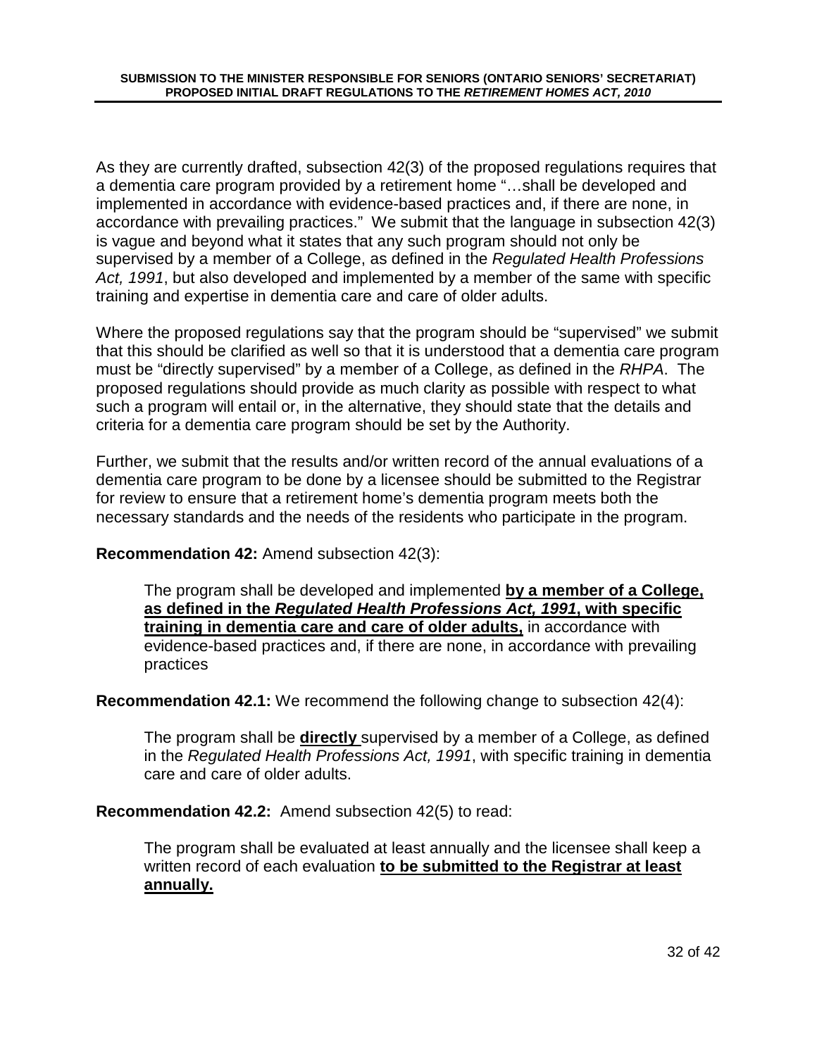As they are currently drafted, subsection 42(3) of the proposed regulations requires that a dementia care program provided by a retirement home "…shall be developed and implemented in accordance with evidence-based practices and, if there are none, in accordance with prevailing practices." We submit that the language in subsection 42(3) is vague and beyond what it states that any such program should not only be supervised by a member of a College, as defined in the *Regulated Health Professions Act, 1991*, but also developed and implemented by a member of the same with specific training and expertise in dementia care and care of older adults.

Where the proposed regulations say that the program should be "supervised" we submit that this should be clarified as well so that it is understood that a dementia care program must be "directly supervised" by a member of a College, as defined in the *RHPA*. The proposed regulations should provide as much clarity as possible with respect to what such a program will entail or, in the alternative, they should state that the details and criteria for a dementia care program should be set by the Authority.

Further, we submit that the results and/or written record of the annual evaluations of a dementia care program to be done by a licensee should be submitted to the Registrar for review to ensure that a retirement home's dementia program meets both the necessary standards and the needs of the residents who participate in the program.

**Recommendation 42:** Amend subsection 42(3):

> The program shall be developed and implemented **<u>by a member of a College, as defined in the *Regulated Health Professions Act, 1991*, with specific training in dementia care and care of older adults,</u>** in accordance with evidence-based practices and, if there are none, in accordance with prevailing practices

**Recommendation 42.1:** We recommend the following change to subsection 42(4):

> The program shall be **<u>directly</u>** supervised by a member of a College, as defined in the *Regulated Health Professions Act, 1991*, with specific training in dementia care and care of older adults.

**Recommendation 42.2:** Amend subsection 42(5) to read:

> The program shall be evaluated at least annually and the licensee shall keep a written record of each evaluation **<u>to be submitted to the Registrar at least annually.</u>**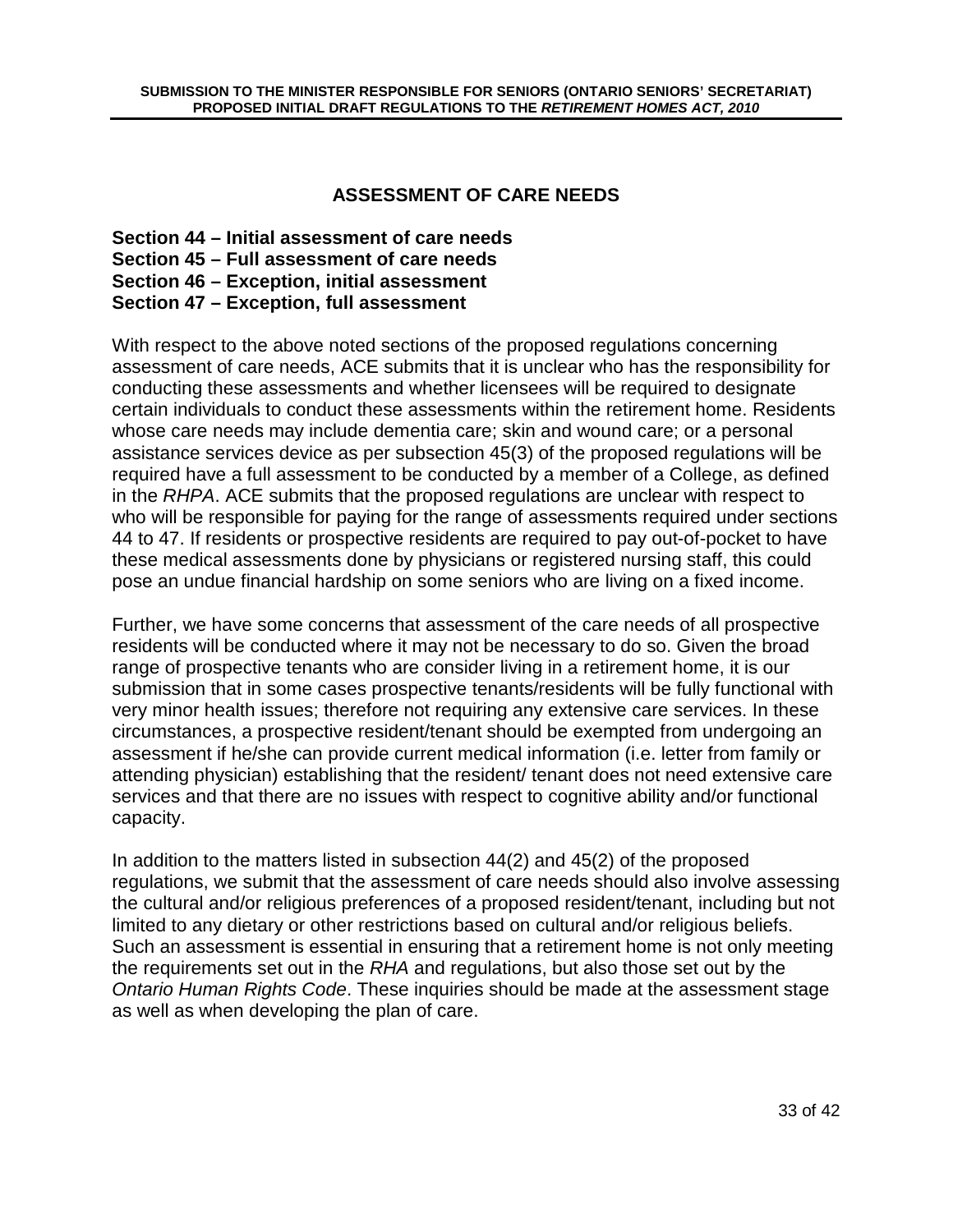## ASSESSMENT OF CARE NEEDS

**Section 44 – Initial assessment of care needs**
**Section 45 – Full assessment of care needs**
**Section 46 – Exception, initial assessment**
**Section 47 – Exception, full assessment**

With respect to the above noted sections of the proposed regulations concerning assessment of care needs, ACE submits that it is unclear who has the responsibility for conducting these assessments and whether licensees will be required to designate certain individuals to conduct these assessments within the retirement home. Residents whose care needs may include dementia care; skin and wound care; or a personal assistance services device as per subsection 45(3) of the proposed regulations will be required have a full assessment to be conducted by a member of a College, as defined in the *RHPA*. ACE submits that the proposed regulations are unclear with respect to who will be responsible for paying for the range of assessments required under sections 44 to 47. If residents or prospective residents are required to pay out-of-pocket to have these medical assessments done by physicians or registered nursing staff, this could pose an undue financial hardship on some seniors who are living on a fixed income.

Further, we have some concerns that assessment of the care needs of all prospective residents will be conducted where it may not be necessary to do so. Given the broad range of prospective tenants who are consider living in a retirement home, it is our submission that in some cases prospective tenants/residents will be fully functional with very minor health issues; therefore not requiring any extensive care services. In these circumstances, a prospective resident/tenant should be exempted from undergoing an assessment if he/she can provide current medical information (i.e. letter from family or attending physician) establishing that the resident/ tenant does not need extensive care services and that there are no issues with respect to cognitive ability and/or functional capacity.

In addition to the matters listed in subsection 44(2) and 45(2) of the proposed regulations, we submit that the assessment of care needs should also involve assessing the cultural and/or religious preferences of a proposed resident/tenant, including but not limited to any dietary or other restrictions based on cultural and/or religious beliefs. Such an assessment is essential in ensuring that a retirement home is not only meeting the requirements set out in the *RHA* and regulations, but also those set out by the *Ontario Human Rights Code*. These inquiries should be made at the assessment stage as well as when developing the plan of care.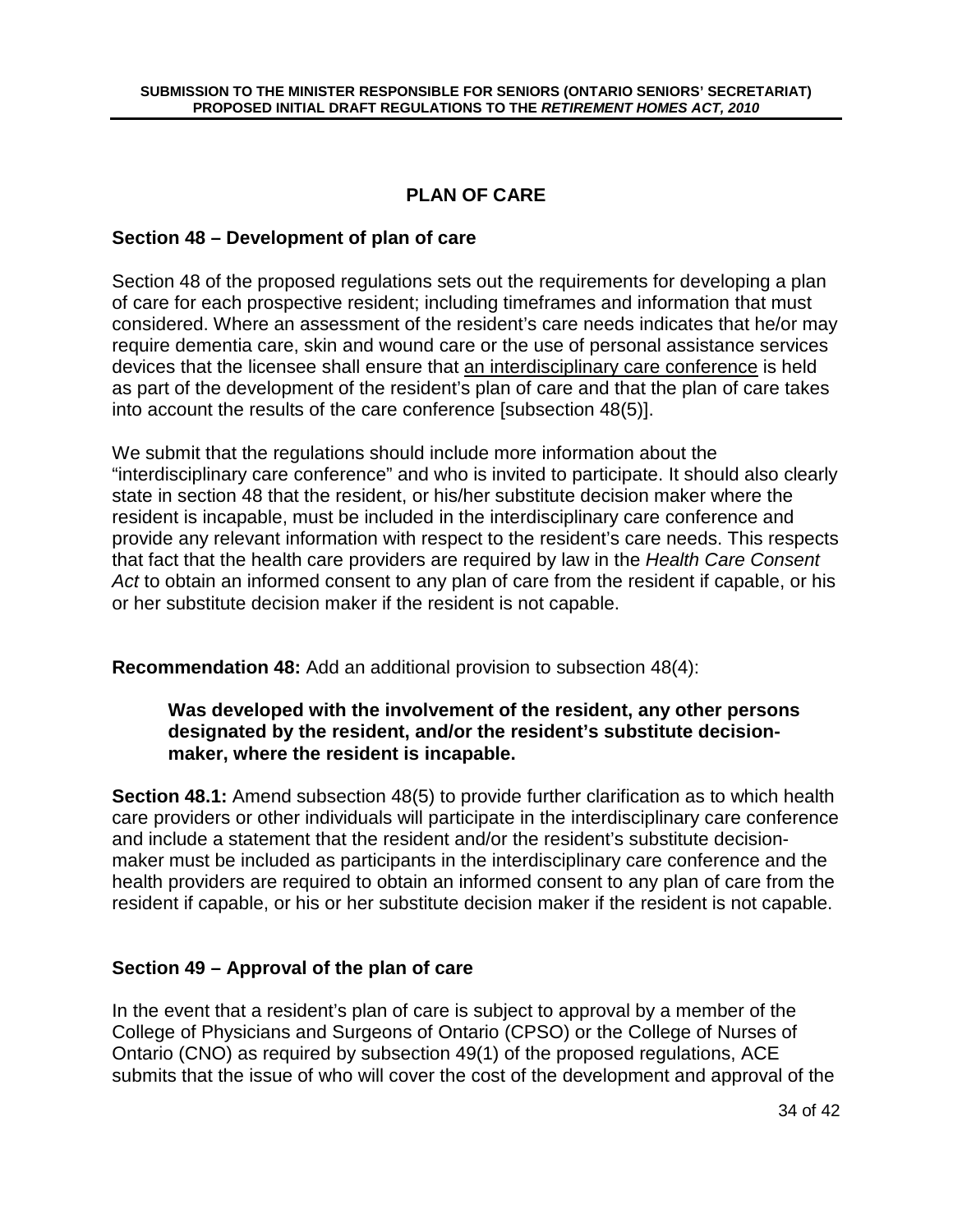## PLAN OF CARE

### Section 48 – Development of plan of care

Section 48 of the proposed regulations sets out the requirements for developing a plan of care for each prospective resident; including timeframes and information that must considered. Where an assessment of the resident's care needs indicates that he/or may require dementia care, skin and wound care or the use of personal assistance services devices that the licensee shall ensure that <u>an interdisciplinary care conference</u> is held as part of the development of the resident's plan of care and that the plan of care takes into account the results of the care conference [subsection 48(5)].

We submit that the regulations should include more information about the "interdisciplinary care conference" and who is invited to participate. It should also clearly state in section 48 that the resident, or his/her substitute decision maker where the resident is incapable, must be included in the interdisciplinary care conference and provide any relevant information with respect to the resident's care needs. This respects that fact that the health care providers are required by law in the *Health Care Consent Act* to obtain an informed consent to any plan of care from the resident if capable, or his or her substitute decision maker if the resident is not capable.

**Recommendation 48:** Add an additional provision to subsection 48(4):

> **Was developed with the involvement of the resident, any other persons designated by the resident, and/or the resident's substitute decision-maker, where the resident is incapable.**

**Section 48.1:** Amend subsection 48(5) to provide further clarification as to which health care providers or other individuals will participate in the interdisciplinary care conference and include a statement that the resident and/or the resident's substitute decision-maker must be included as participants in the interdisciplinary care conference and the health providers are required to obtain an informed consent to any plan of care from the resident if capable, or his or her substitute decision maker if the resident is not capable.

### Section 49 – Approval of the plan of care

In the event that a resident's plan of care is subject to approval by a member of the College of Physicians and Surgeons of Ontario (CPSO) or the College of Nurses of Ontario (CNO) as required by subsection 49(1) of the proposed regulations, ACE submits that the issue of who will cover the cost of the development and approval of the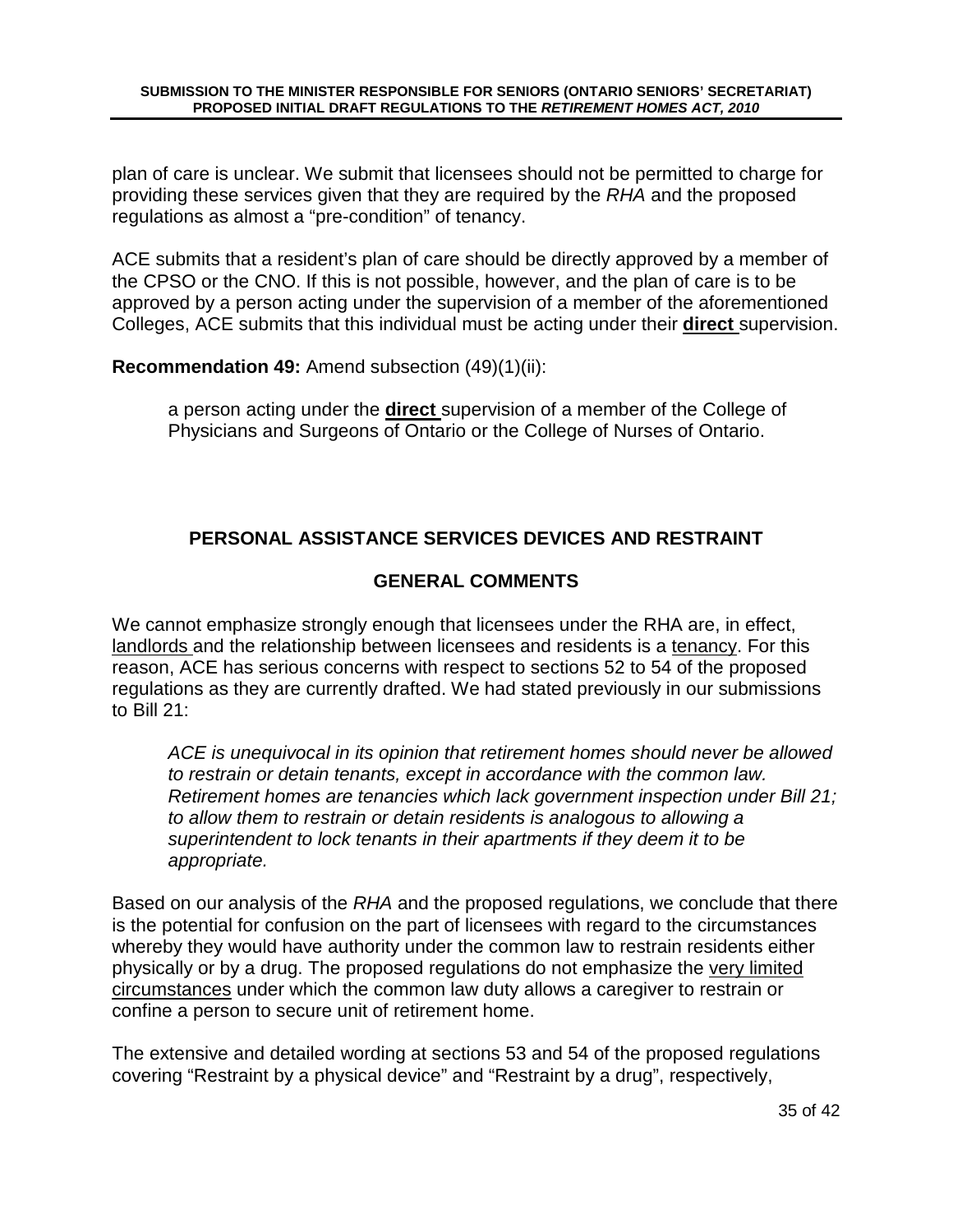plan of care is unclear. We submit that licensees should not be permitted to charge for providing these services given that they are required by the *RHA* and the proposed regulations as almost a "pre-condition" of tenancy.

ACE submits that a resident's plan of care should be directly approved by a member of the CPSO or the CNO. If this is not possible, however, and the plan of care is to be approved by a person acting under the supervision of a member of the aforementioned Colleges, ACE submits that this individual must be acting under their <u>**direct**</u> supervision.

**Recommendation 49:** Amend subsection (49)(1)(ii):

> a person acting under the <u>**direct**</u> supervision of a member of the College of Physicians and Surgeons of Ontario or the College of Nurses of Ontario.

## PERSONAL ASSISTANCE SERVICES DEVICES AND RESTRAINT

### GENERAL COMMENTS

We cannot emphasize strongly enough that licensees under the RHA are, in effect, <u>landlords</u> and the relationship between licensees and residents is a <u>tenancy</u>. For this reason, ACE has serious concerns with respect to sections 52 to 54 of the proposed regulations as they are currently drafted. We had stated previously in our submissions to Bill 21:

> *ACE is unequivocal in its opinion that retirement homes should never be allowed to restrain or detain tenants, except in accordance with the common law. Retirement homes are tenancies which lack government inspection under Bill 21; to allow them to restrain or detain residents is analogous to allowing a superintendent to lock tenants in their apartments if they deem it to be appropriate.*

Based on our analysis of the *RHA* and the proposed regulations, we conclude that there is the potential for confusion on the part of licensees with regard to the circumstances whereby they would have authority under the common law to restrain residents either physically or by a drug. The proposed regulations do not emphasize the <u>very limited circumstances</u> under which the common law duty allows a caregiver to restrain or confine a person to secure unit of retirement home.

The extensive and detailed wording at sections 53 and 54 of the proposed regulations covering "Restraint by a physical device" and "Restraint by a drug", respectively,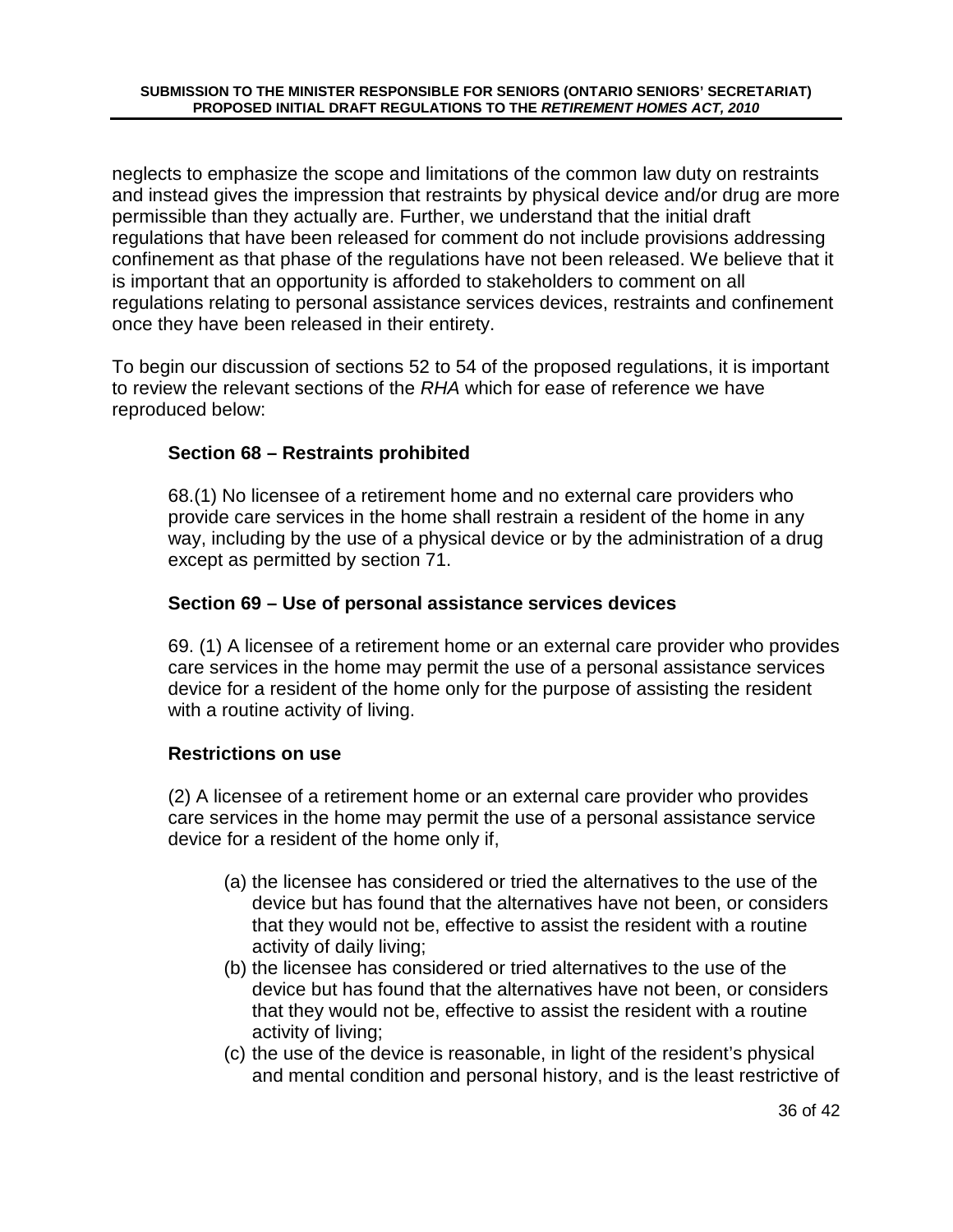neglects to emphasize the scope and limitations of the common law duty on restraints and instead gives the impression that restraints by physical device and/or drug are more permissible than they actually are. Further, we understand that the initial draft regulations that have been released for comment do not include provisions addressing confinement as that phase of the regulations have not been released. We believe that it is important that an opportunity is afforded to stakeholders to comment on all regulations relating to personal assistance services devices, restraints and confinement once they have been released in their entirety.

To begin our discussion of sections 52 to 54 of the proposed regulations, it is important to review the relevant sections of the *RHA* which for ease of reference we have reproduced below:

> **Section 68 – Restraints prohibited**
>
> 68.(1) No licensee of a retirement home and no external care providers who provide care services in the home shall restrain a resident of the home in any way, including by the use of a physical device or by the administration of a drug except as permitted by section 71.
>
> **Section 69 – Use of personal assistance services devices**
>
> 69. (1) A licensee of a retirement home or an external care provider who provides care services in the home may permit the use of a personal assistance services device for a resident of the home only for the purpose of assisting the resident with a routine activity of living.
>
> **Restrictions on use**
>
> (2) A licensee of a retirement home or an external care provider who provides care services in the home may permit the use of a personal assistance service device for a resident of the home only if,
>
> (a) the licensee has considered or tried the alternatives to the use of the device but has found that the alternatives have not been, or considers that they would not be, effective to assist the resident with a routine activity of daily living;
>
> (b) the licensee has considered or tried alternatives to the use of the device but has found that the alternatives have not been, or considers that they would not be, effective to assist the resident with a routine activity of living;
>
> (c) the use of the device is reasonable, in light of the resident's physical and mental condition and personal history, and is the least restrictive of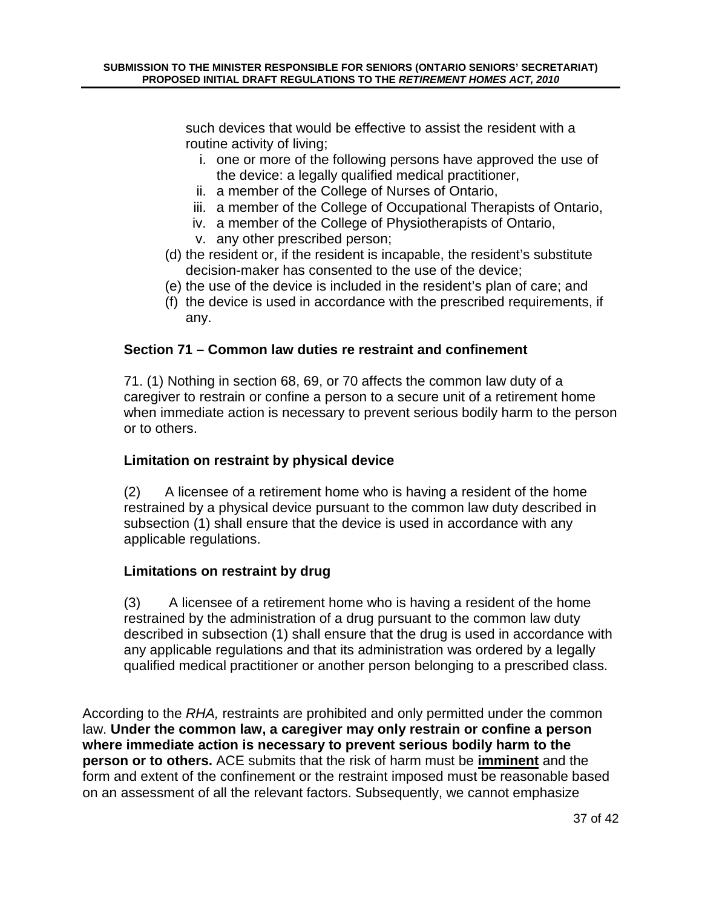such devices that would be effective to assist the resident with a routine activity of living;

i. one or more of the following persons have approved the use of the device: a legally qualified medical practitioner,
ii. a member of the College of Nurses of Ontario,
iii. a member of the College of Occupational Therapists of Ontario,
iv. a member of the College of Physiotherapists of Ontario,
v. any other prescribed person;

(d) the resident or, if the resident is incapable, the resident's substitute decision-maker has consented to the use of the device;
(e) the use of the device is included in the resident's plan of care; and
(f) the device is used in accordance with the prescribed requirements, if any.

### Section 71 – Common law duties re restraint and confinement

71. (1) Nothing in section 68, 69, or 70 affects the common law duty of a caregiver to restrain or confine a person to a secure unit of a retirement home when immediate action is necessary to prevent serious bodily harm to the person or to others.

### Limitation on restraint by physical device

(2) A licensee of a retirement home who is having a resident of the home restrained by a physical device pursuant to the common law duty described in subsection (1) shall ensure that the device is used in accordance with any applicable regulations.

### Limitations on restraint by drug

(3) A licensee of a retirement home who is having a resident of the home restrained by the administration of a drug pursuant to the common law duty described in subsection (1) shall ensure that the drug is used in accordance with any applicable regulations and that its administration was ordered by a legally qualified medical practitioner or another person belonging to a prescribed class.

According to the *RHA,* restraints are prohibited and only permitted under the common law. **Under the common law, a caregiver may only restrain or confine a person where immediate action is necessary to prevent serious bodily harm to the person or to others.** ACE submits that the risk of harm must be **imminent** and the form and extent of the confinement or the restraint imposed must be reasonable based on an assessment of all the relevant factors. Subsequently, we cannot emphasize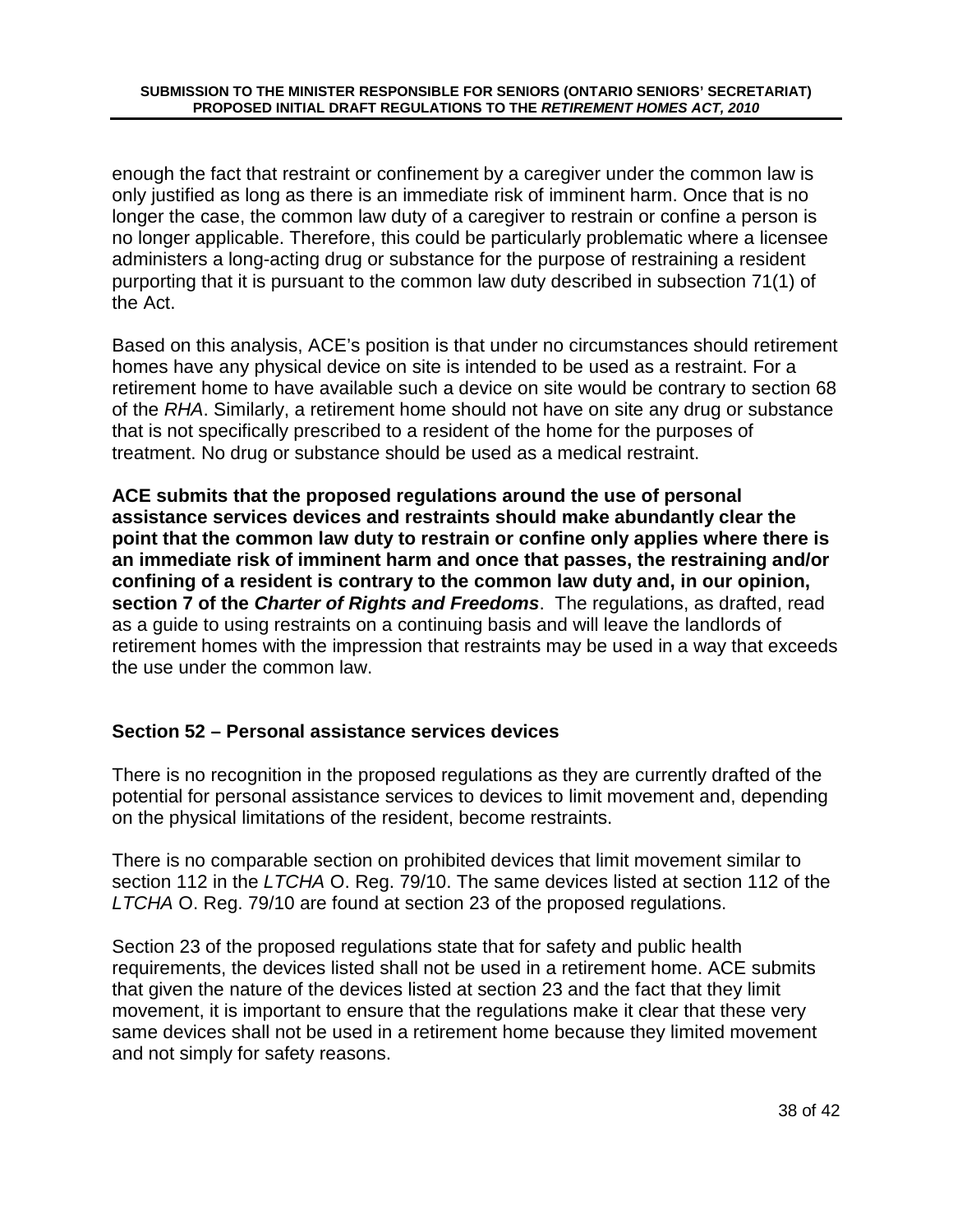enough the fact that restraint or confinement by a caregiver under the common law is only justified as long as there is an immediate risk of imminent harm. Once that is no longer the case, the common law duty of a caregiver to restrain or confine a person is no longer applicable. Therefore, this could be particularly problematic where a licensee administers a long-acting drug or substance for the purpose of restraining a resident purporting that it is pursuant to the common law duty described in subsection 71(1) of the Act.

Based on this analysis, ACE's position is that under no circumstances should retirement homes have any physical device on site is intended to be used as a restraint. For a retirement home to have available such a device on site would be contrary to section 68 of the *RHA*. Similarly, a retirement home should not have on site any drug or substance that is not specifically prescribed to a resident of the home for the purposes of treatment. No drug or substance should be used as a medical restraint.

**ACE submits that the proposed regulations around the use of personal assistance services devices and restraints should make abundantly clear the point that the common law duty to restrain or confine only applies where there is an immediate risk of imminent harm and once that passes, the restraining and/or confining of a resident is contrary to the common law duty and, in our opinion, section 7 of the *Charter of Rights and Freedoms*.** The regulations, as drafted, read as a guide to using restraints on a continuing basis and will leave the landlords of retirement homes with the impression that restraints may be used in a way that exceeds the use under the common law.

### Section 52 – Personal assistance services devices

There is no recognition in the proposed regulations as they are currently drafted of the potential for personal assistance services to devices to limit movement and, depending on the physical limitations of the resident, become restraints.

There is no comparable section on prohibited devices that limit movement similar to section 112 in the *LTCHA* O. Reg. 79/10. The same devices listed at section 112 of the *LTCHA* O. Reg. 79/10 are found at section 23 of the proposed regulations.

Section 23 of the proposed regulations state that for safety and public health requirements, the devices listed shall not be used in a retirement home. ACE submits that given the nature of the devices listed at section 23 and the fact that they limit movement, it is important to ensure that the regulations make it clear that these very same devices shall not be used in a retirement home because they limited movement and not simply for safety reasons.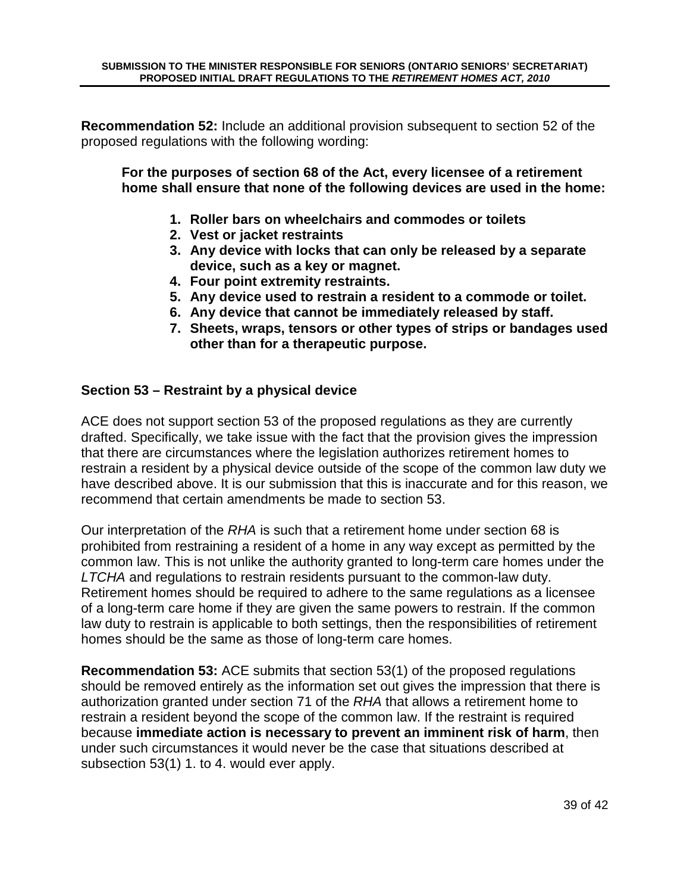**Recommendation 52:** Include an additional provision subsequent to section 52 of the proposed regulations with the following wording:

> **For the purposes of section 68 of the Act, every licensee of a retirement home shall ensure that none of the following devices are used in the home:**
>
> 1. **Roller bars on wheelchairs and commodes or toilets**
> 2. **Vest or jacket restraints**
> 3. **Any device with locks that can only be released by a separate device, such as a key or magnet.**
> 4. **Four point extremity restraints.**
> 5. **Any device used to restrain a resident to a commode or toilet.**
> 6. **Any device that cannot be immediately released by staff.**
> 7. **Sheets, wraps, tensors or other types of strips or bandages used other than for a therapeutic purpose.**

### Section 53 – Restraint by a physical device

ACE does not support section 53 of the proposed regulations as they are currently drafted. Specifically, we take issue with the fact that the provision gives the impression that there are circumstances where the legislation authorizes retirement homes to restrain a resident by a physical device outside of the scope of the common law duty we have described above. It is our submission that this is inaccurate and for this reason, we recommend that certain amendments be made to section 53.

Our interpretation of the *RHA* is such that a retirement home under section 68 is prohibited from restraining a resident of a home in any way except as permitted by the common law. This is not unlike the authority granted to long-term care homes under the *LTCHA* and regulations to restrain residents pursuant to the common-law duty. Retirement homes should be required to adhere to the same regulations as a licensee of a long-term care home if they are given the same powers to restrain. If the common law duty to restrain is applicable to both settings, then the responsibilities of retirement homes should be the same as those of long-term care homes.

**Recommendation 53:** ACE submits that section 53(1) of the proposed regulations should be removed entirely as the information set out gives the impression that there is authorization granted under section 71 of the *RHA* that allows a retirement home to restrain a resident beyond the scope of the common law. If the restraint is required because **immediate action is necessary to prevent an imminent risk of harm**, then under such circumstances it would never be the case that situations described at subsection 53(1) 1. to 4. would ever apply.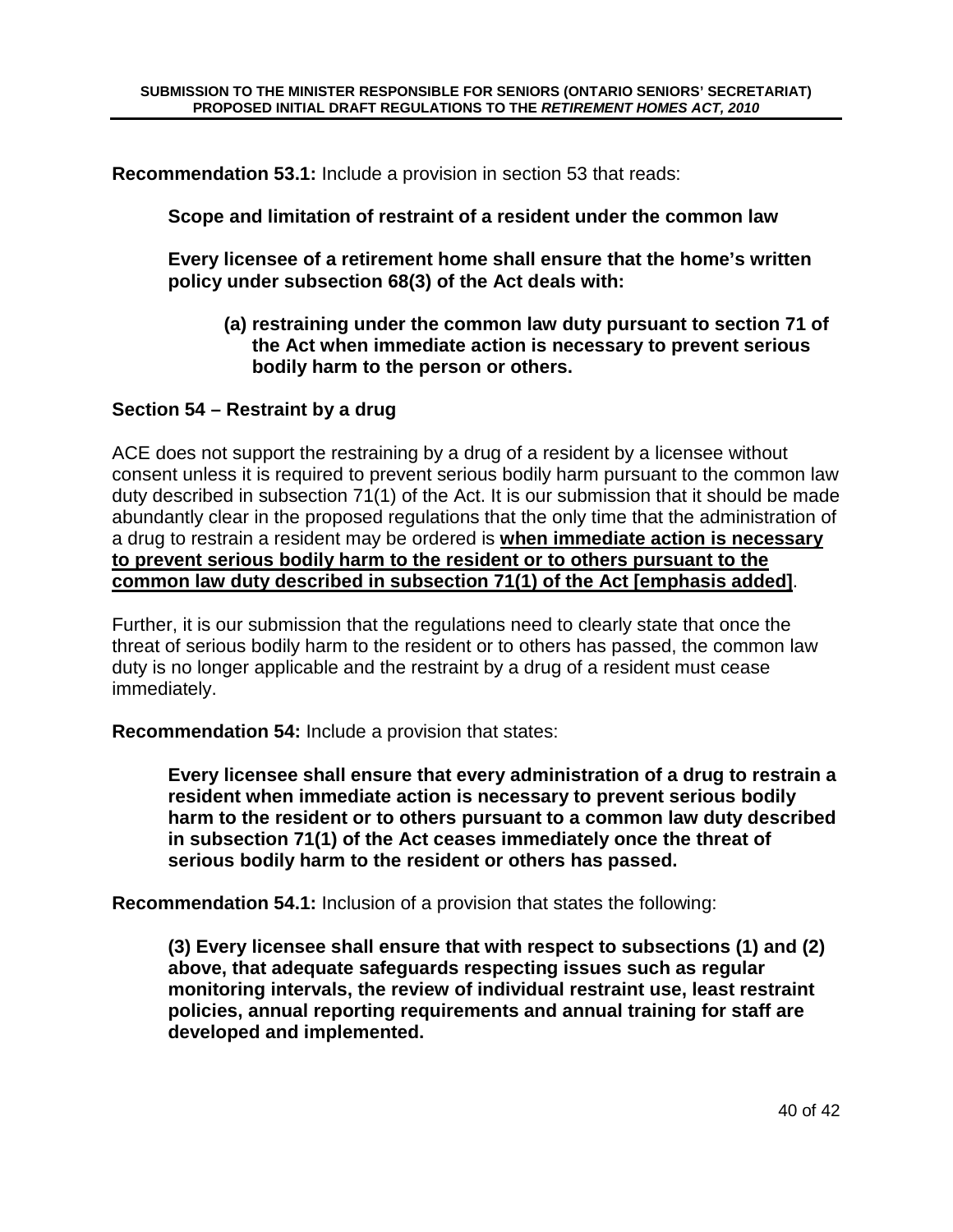**Recommendation 53.1:** Include a provision in section 53 that reads:

> **Scope and limitation of restraint of a resident under the common law**
>
> **Every licensee of a retirement home shall ensure that the home's written policy under subsection 68(3) of the Act deals with:**
>
> > **(a) restraining under the common law duty pursuant to section 71 of the Act when immediate action is necessary to prevent serious bodily harm to the person or others.**

### Section 54 – Restraint by a drug

ACE does not support the restraining by a drug of a resident by a licensee without consent unless it is required to prevent serious bodily harm pursuant to the common law duty described in subsection 71(1) of the Act. It is our submission that it should be made abundantly clear in the proposed regulations that the only time that the administration of a drug to restrain a resident may be ordered is **<u>when immediate action is necessary to prevent serious bodily harm to the resident or to others pursuant to the common law duty described in subsection 71(1) of the Act [emphasis added]</u>**.

Further, it is our submission that the regulations need to clearly state that once the threat of serious bodily harm to the resident or to others has passed, the common law duty is no longer applicable and the restraint by a drug of a resident must cease immediately.

**Recommendation 54:** Include a provision that states:

> **Every licensee shall ensure that every administration of a drug to restrain a resident when immediate action is necessary to prevent serious bodily harm to the resident or to others pursuant to a common law duty described in subsection 71(1) of the Act ceases immediately once the threat of serious bodily harm to the resident or others has passed.**

**Recommendation 54.1:** Inclusion of a provision that states the following:

> **(3) Every licensee shall ensure that with respect to subsections (1) and (2) above, that adequate safeguards respecting issues such as regular monitoring intervals, the review of individual restraint use, least restraint policies, annual reporting requirements and annual training for staff are developed and implemented.**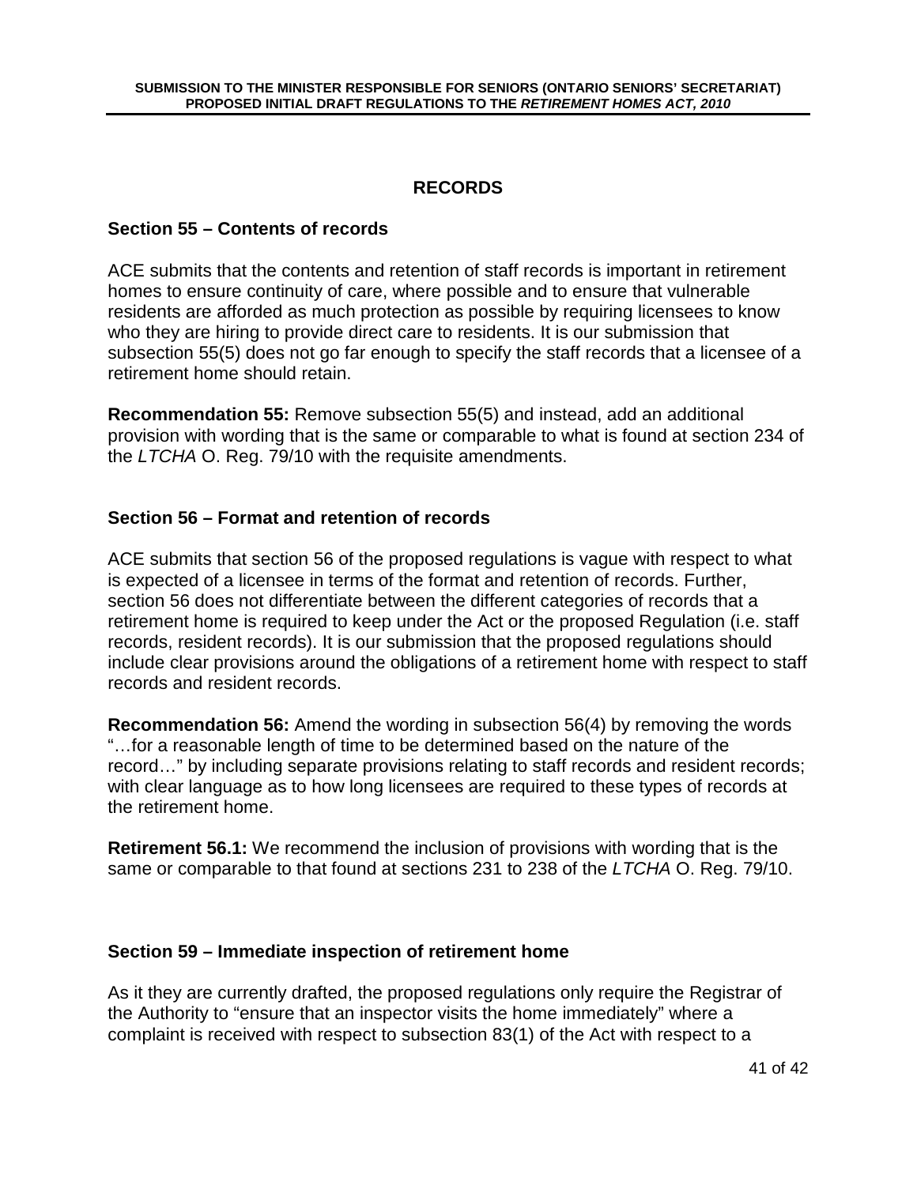## RECORDS

### Section 55 – Contents of records

ACE submits that the contents and retention of staff records is important in retirement homes to ensure continuity of care, where possible and to ensure that vulnerable residents are afforded as much protection as possible by requiring licensees to know who they are hiring to provide direct care to residents. It is our submission that subsection 55(5) does not go far enough to specify the staff records that a licensee of a retirement home should retain.

**Recommendation 55:** Remove subsection 55(5) and instead, add an additional provision with wording that is the same or comparable to what is found at section 234 of the *LTCHA* O. Reg. 79/10 with the requisite amendments.

### Section 56 – Format and retention of records

ACE submits that section 56 of the proposed regulations is vague with respect to what is expected of a licensee in terms of the format and retention of records. Further, section 56 does not differentiate between the different categories of records that a retirement home is required to keep under the Act or the proposed Regulation (i.e. staff records, resident records). It is our submission that the proposed regulations should include clear provisions around the obligations of a retirement home with respect to staff records and resident records.

**Recommendation 56:** Amend the wording in subsection 56(4) by removing the words "…for a reasonable length of time to be determined based on the nature of the record…" by including separate provisions relating to staff records and resident records; with clear language as to how long licensees are required to these types of records at the retirement home.

**Retirement 56.1:** We recommend the inclusion of provisions with wording that is the same or comparable to that found at sections 231 to 238 of the *LTCHA* O. Reg. 79/10.

### Section 59 – Immediate inspection of retirement home

As it they are currently drafted, the proposed regulations only require the Registrar of the Authority to "ensure that an inspector visits the home immediately" where a complaint is received with respect to subsection 83(1) of the Act with respect to a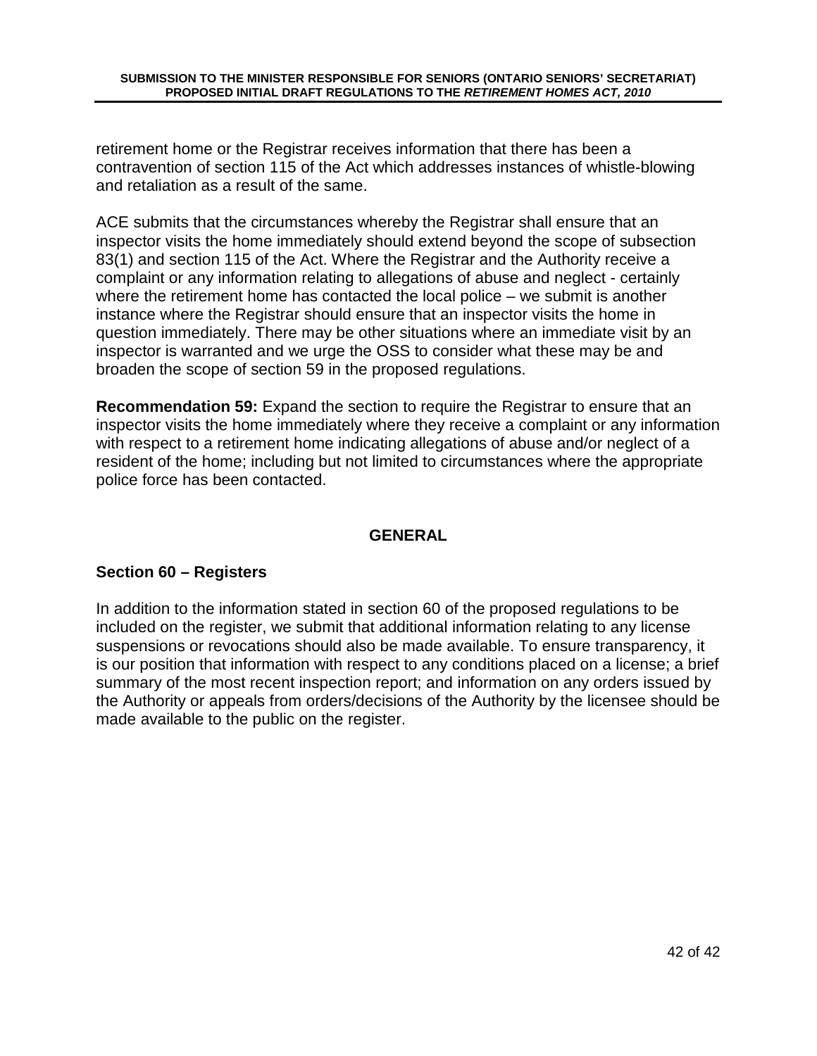retirement home or the Registrar receives information that there has been a contravention of section 115 of the Act which addresses instances of whistle-blowing and retaliation as a result of the same.

ACE submits that the circumstances whereby the Registrar shall ensure that an inspector visits the home immediately should extend beyond the scope of subsection 83(1) and section 115 of the Act. Where the Registrar and the Authority receive a complaint or any information relating to allegations of abuse and neglect - certainly where the retirement home has contacted the local police – we submit is another instance where the Registrar should ensure that an inspector visits the home in question immediately. There may be other situations where an immediate visit by an inspector is warranted and we urge the OSS to consider what these may be and broaden the scope of section 59 in the proposed regulations.

**Recommendation 59:** Expand the section to require the Registrar to ensure that an inspector visits the home immediately where they receive a complaint or any information with respect to a retirement home indicating allegations of abuse and/or neglect of a resident of the home; including but not limited to circumstances where the appropriate police force has been contacted.

## GENERAL

### Section 60 – Registers

In addition to the information stated in section 60 of the proposed regulations to be included on the register, we submit that additional information relating to any license suspensions or revocations should also be made available. To ensure transparency, it is our position that information with respect to any conditions placed on a license; a brief summary of the most recent inspection report; and information on any orders issued by the Authority or appeals from orders/decisions of the Authority by the licensee should be made available to the public on the register.